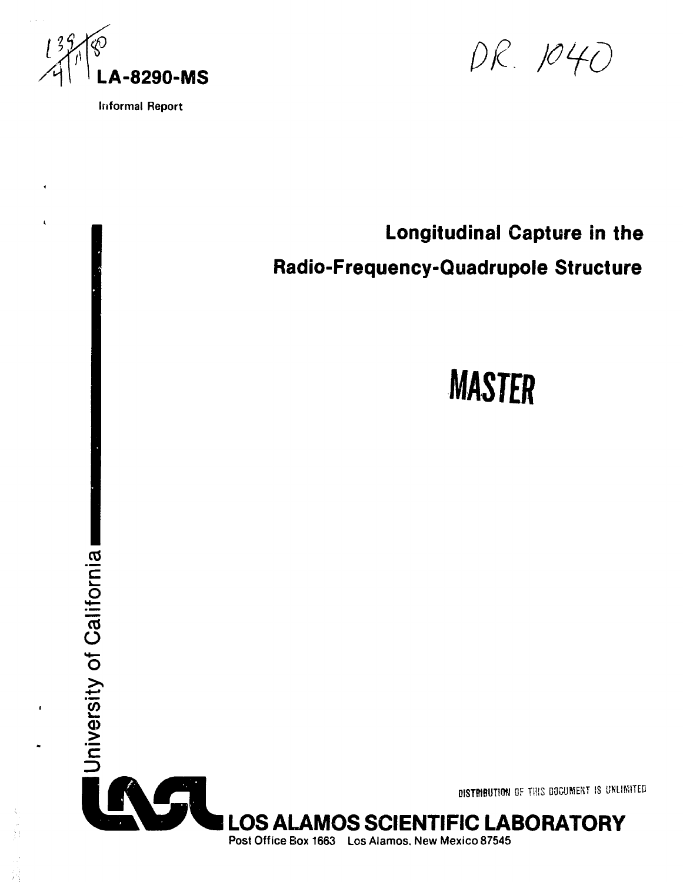LA-8290-MS

Informal Report

DR. 1040

# Longitudinal Capture in the Radio-Frequency-Quadrupole Structure

**MASTER**

University of California

DISTRIBUTION OF THIS DOCUMENT IS UNLIMITED

**LOS ALAMOS SCIENTIFIC LABORATORY**

Post Office Box 1663 Los Alamos, New Mexico 87545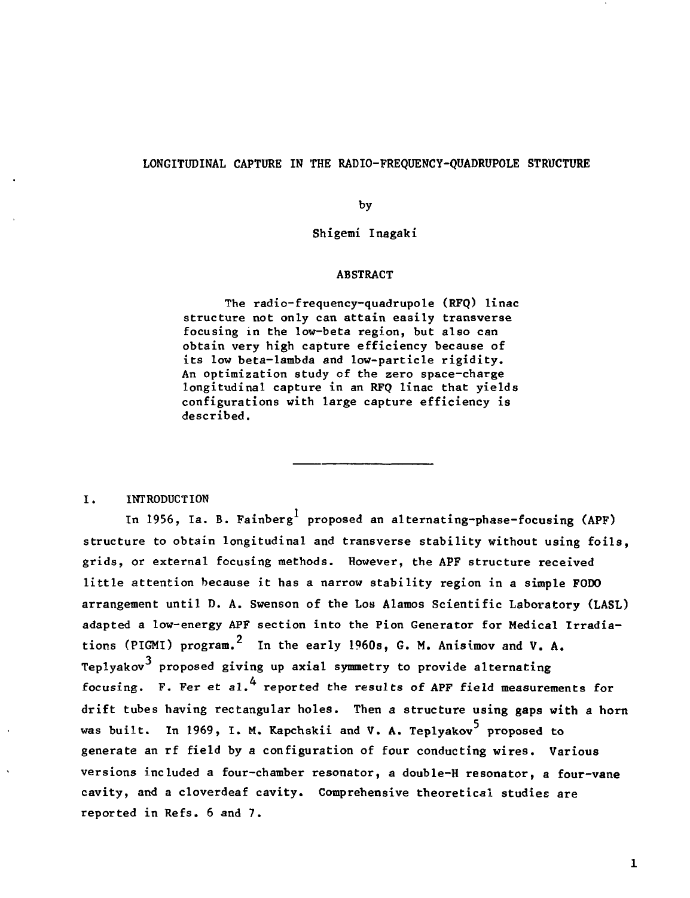# LONGITUDINAL CAPTURE IN THE RADIO-FREQUENCY-QUADRUPOLE STRUCTURE

by

Shigemi Inagaki

## ABSTRACT

The radio-frequency-quadrupole (RFQ) linac structure not only can attain easily transverse focusing in the low-beta region, but also can obtain very high capture efficiency because of its low beta-lambda and low-particle rigidity. An optimization study of the zero space-charge longitudinal capture in an RFQ linac that yields configurations with large capture efficiency is described.

---

## I. INTRODUCTION

In 1956, Ia. B. Fainberg[1] proposed an alternating-phase-focusing (APF) structure to obtain longitudinal and transverse stability without using foils, grids, or external focusing methods. However, the APF structure received little attention because it has a narrow stability region in a simple FODO arrangement until D. A. Swenson of the Los Alamos Scientific Laboratory (LASL) adapted a low-energy APF section into the Pion Generator for Medical Irradiations (PIGMI) program.[2] In the early 1960s, G. M. Anisimov and V. A. Teplyakov[3] proposed giving up axial symmetry to provide alternating focusing. F. Fer *et al.*[4] reported the results of APF field measurements for drift tubes having rectangular holes. Then a structure using gaps with a horn was built. In 1969, I. M. Kapchskii and V. A. Teplyakov[5] proposed to generate an rf field by a configuration of four conducting wires. Various versions included a four-chamber resonator, a double-H resonator, a four-vane cavity, and a cloverdeaf cavity. Comprehensive theoretical studies are reported in Refs. 6 and 7.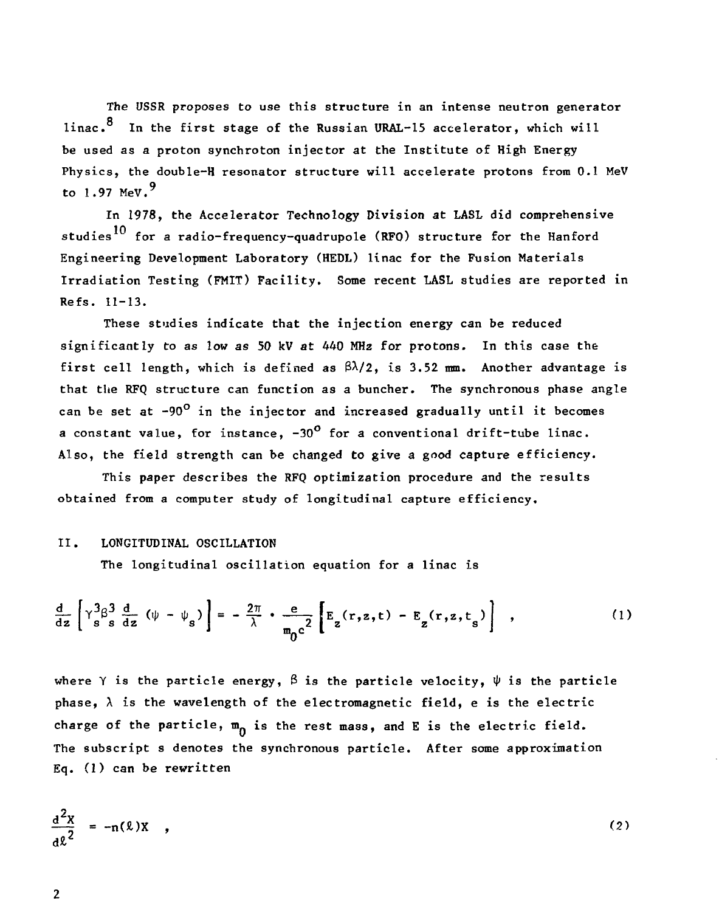The USSR proposes to use this structure in an intense neutron generator linac.[8] In the first stage of the Russian URAL-15 accelerator, which will be used as a proton synchrotron injector at the Institute of High Energy Physics, the double-H resonator structure will accelerate protons from 0.1 MeV to 1.97 MeV.[9]

In 1978, the Accelerator Technology Division at LASL did comprehensive studies[10] for a radio-frequency-quadrupole (RFQ) structure for the Hanford Engineering Development Laboratory (HEDL) linac for the Fusion Materials Irradiation Testing (FMIT) Facility. Some recent LASL studies are reported in Refs. 11-13.

These studies indicate that the injection energy can be reduced significantly to as low as 50 kV at 440 MHz for protons. In this case the first cell length, which is defined as $\beta\lambda/2$, is 3.52 mm. Another advantage is that the RFQ structure can function as a buncher. The synchronous phase angle can be set at $-90^\circ$ in the injector and increased gradually until it becomes a constant value, for instance, $-30^\circ$ for a conventional drift-tube linac. Also, the field strength can be changed to give a good capture efficiency.

This paper describes the RFQ optimization procedure and the results obtained from a computer study of longitudinal capture efficiency.

## II. LONGITUDINAL OSCILLATION

The longitudinal oscillation equation for a linac is

$$\frac{d}{dz}\left[\gamma_s^3\beta_s^3 \frac{d}{dz}(\psi - \psi_s)\right] = -\frac{2\pi}{\lambda} \cdot \frac{e}{m_0 c^2}\left[E_z(r,z,t) - E_z(r,z,t_s)\right] \quad , \tag{1}$$

where $\gamma$ is the particle energy, $\beta$ is the particle velocity, $\psi$ is the particle phase, $\lambda$ is the wavelength of the electromagnetic field, e is the electric charge of the particle, $m_0$ is the rest mass, and E is the electric field. The subscript s denotes the synchronous particle. After some approximation Eq. (1) can be rewritten

$$\frac{d^2X}{d\ell^2} = -n(\ell)X \quad , \tag{2}$$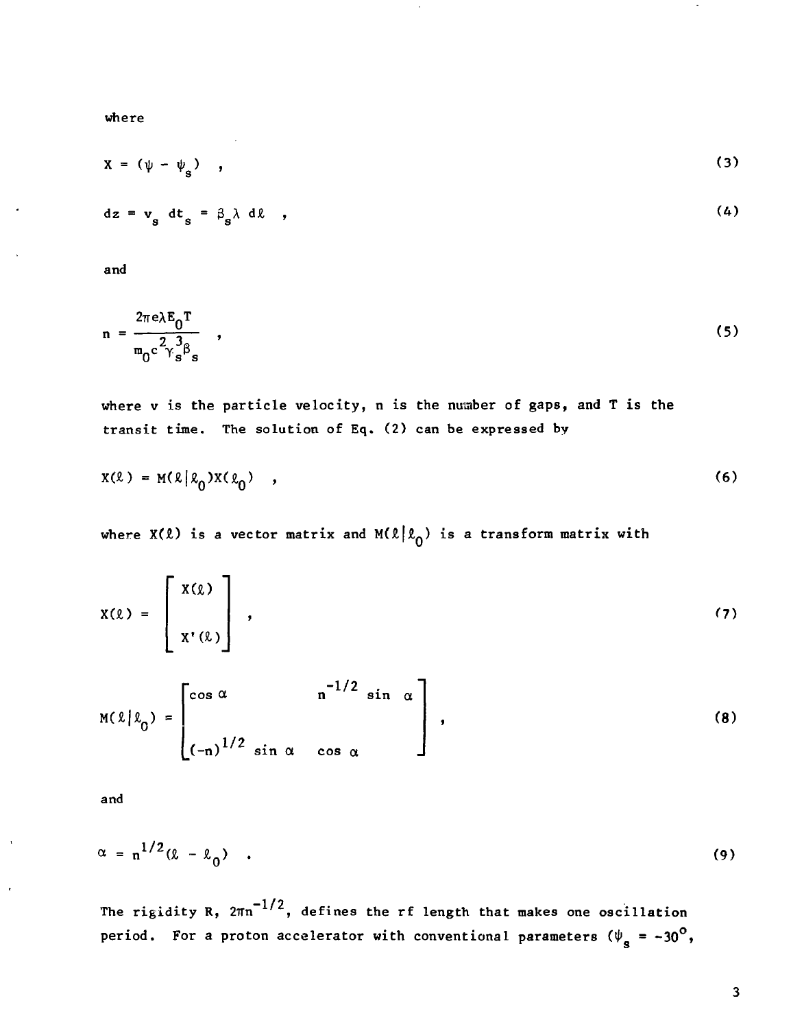where

$$X = (\psi - \psi_s) \quad , \tag{3}$$

$$dz = v_s \; dt_s = \beta_s \lambda \; d\ell \quad , \tag{4}$$

and

$$n = \frac{2\pi e \lambda E_0 T}{m_0 c^2 \gamma_s^3 \beta_s} \quad , \tag{5}$$

where v is the particle velocity, n is the number of gaps, and T is the transit time. The solution of Eq. (2) can be expressed by

$$X(\ell) = M(\ell|\ell_0)X(\ell_0) \quad , \tag{6}$$

where $X(\ell)$ is a vector matrix and $M(\ell|\ell_0)$ is a transform matrix with

$$X(\ell) = \begin{bmatrix} X(\ell) \\ \\ X'(\ell) \end{bmatrix} \quad , \tag{7}$$

$$M(\ell|\ell_0) = \begin{bmatrix} \cos \alpha & n^{-1/2} \sin \alpha \\ \\ (-n)^{1/2} \sin \alpha & \cos \alpha \end{bmatrix} \quad , \tag{8}$$

and

$$\alpha = n^{1/2}(\ell - \ell_0) \quad . \tag{9}$$

The rigidity R, $2\pi n^{-1/2}$, defines the rf length that makes one oscillation period. For a proton accelerator with conventional parameters ($\psi_s = -30^\circ$,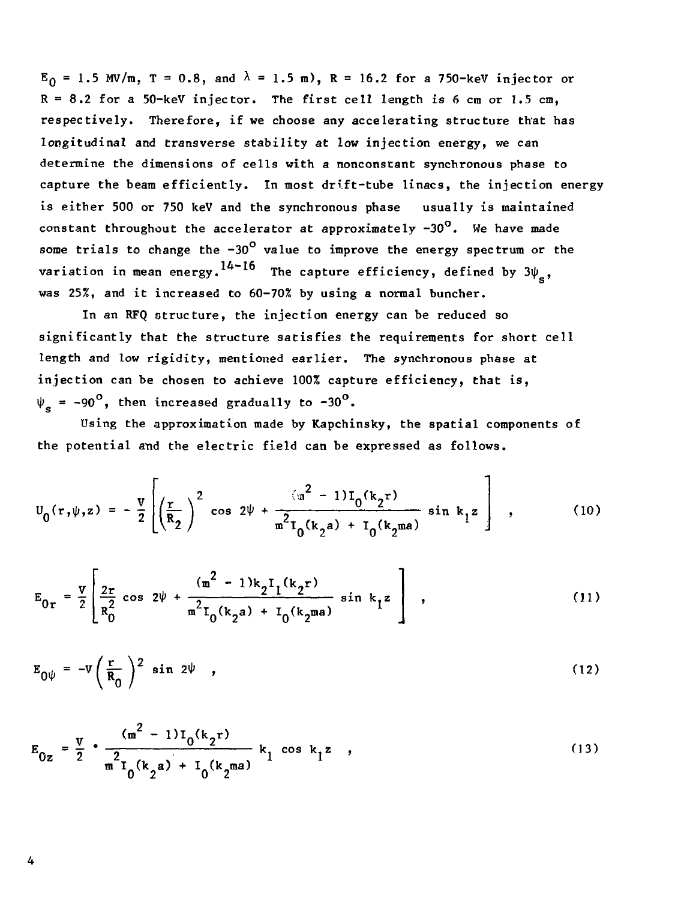$E_0 = 1.5$ MV/m, $T = 0.8$, and $\lambda = 1.5$ m), $R = 16.2$ for a 750-keV injector or $R = 8.2$ for a 50-keV injector. The first cell length is 6 cm or 1.5 cm, respectively. Therefore, if we choose any accelerating structure that has longitudinal and transverse stability at low injection energy, we can determine the dimensions of cells with a nonconstant synchronous phase to capture the beam efficiently. In most drift-tube linacs, the injection energy is either 500 or 750 keV and the synchronous phase usually is maintained constant throughout the accelerator at approximately $-30^\circ$. We have made some trials to change the $-30^\circ$ value to improve the energy spectrum or the variation in mean energy.[14-16] The capture efficiency, defined by $3\psi_s$, was 25%, and it increased to 60-70% by using a normal buncher.

In an RFQ structure, the injection energy can be reduced so significantly that the structure satisfies the requirements for short cell length and low rigidity, mentioned earlier. The synchronous phase at injection can be chosen to achieve 100% capture efficiency, that is, $\psi_s = -90^\circ$, then increased gradually to $-30^\circ$.

Using the approximation made by Kapchinsky, the spatial components of the potential and the electric field can be expressed as follows.

$$U_0(r,\psi,z) = -\frac{V}{2}\left[\left(\frac{r}{R_2}\right)^2 \cos 2\psi + \frac{(m^2-1)I_0(k_2 r)}{m^2 I_0(k_2 a) + I_0(k_2 m a)} \sin k_1 z\right] \quad , \tag{10}$$

$$E_{0r} = \frac{V}{2}\left[\frac{2r}{R_0^2} \cos 2\psi + \frac{(m^2-1)k_2 I_1(k_2 r)}{m^2 I_0(k_2 a) + I_0(k_2 m a)} \sin k_1 z\right] \quad , \tag{11}$$

$$E_{0\psi} = -V\left(\frac{r}{R_0}\right)^2 \sin 2\psi \quad , \tag{12}$$

$$E_{0z} = \frac{V}{2} \cdot \frac{(m^2-1)I_0(k_2 r)}{m^2 I_0(k_2 a) + I_0(k_2 m a)} k_1 \cos k_1 z \quad , \tag{13}$$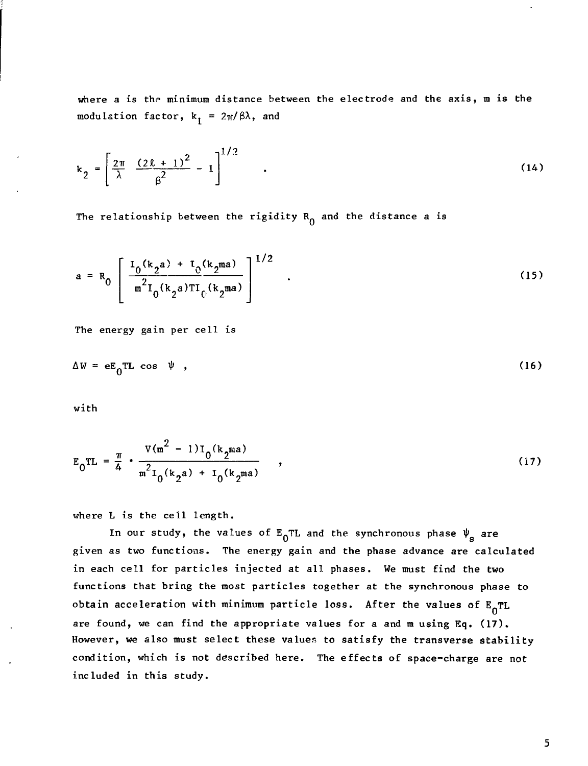where a is the minimum distance between the electrode and the axis, m is the modulation factor, $k_I = 2\pi/\beta\lambda$, and

$$k_2 = \left[ \frac{2\pi}{\lambda} \quad \frac{(2\ell + 1)^2}{\beta^2} - 1 \right]^{1/2} \quad . \tag{14}$$

The relationship between the rigidity $R_0$ and the distance a is

$$a = R_0 \left[ \frac{I_0(k_2 a) + I_0(k_2 ma)}{m^2 I_0(k_2 a) T I_0(k_2 ma)} \right]^{1/2} \quad . \tag{15}$$

The energy gain per cell is

$$\Delta W = eE_0 TL \cos \psi \ , \tag{16}$$

with

$$E_0 TL = \frac{\pi}{4} \cdot \frac{V(m^2 - 1) I_0(k_2 ma)}{m^2 I_0(k_2 a) + I_0(k_2 ma)} \quad , \tag{17}$$

where L is the cell length.

In our study, the values of $E_0TL$ and the synchronous phase $\psi_s$ are given as two functions. The energy gain and the phase advance are calculated in each cell for particles injected at all phases. We must find the two functions that bring the most particles together at the synchronous phase to obtain acceleration with minimum particle loss. After the values of $E_0TL$ are found, we can find the appropriate values for a and m using Eq. (17). However, we also must select these values to satisfy the transverse stability condition, which is not described here. The effects of space-charge are not included in this study.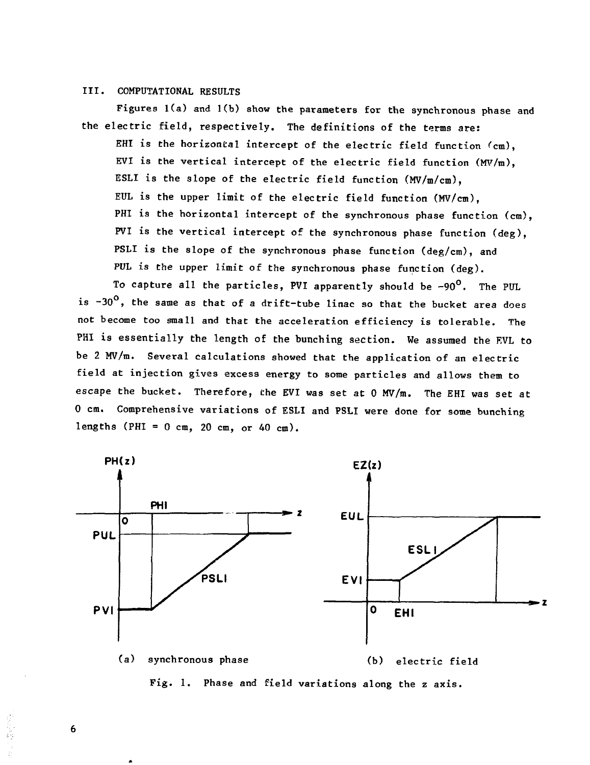## III. COMPUTATIONAL RESULTS

Figures 1(a) and 1(b) show the parameters for the synchronous phase and the electric field, respectively. The definitions of the terms are:

EHI is the horizontal intercept of the electric field function (cm),
EVI is the vertical intercept of the electric field function (MV/m),
ESLI is the slope of the electric field function (MV/m/cm),
EUL is the upper limit of the electric field function (MV/cm),
PHI is the horizontal intercept of the synchronous phase function (cm),
PVI is the vertical intercept of the synchronous phase function (deg),
PSLI is the slope of the synchronous phase function (deg/cm), and
PUL is the upper limit of the synchronous phase function (deg).

To capture all the particles, PVI apparently should be $-90^{\circ}$. The PUL is $-30^{\circ}$, the same as that of a drift-tube linac so that the bucket area does not become too small and that the acceleration efficiency is tolerable. The PHI is essentially the length of the bunching section. We assumed the EVL to be 2 MV/m. Several calculations showed that the application of an electric field at injection gives excess energy to some particles and allows them to escape the bucket. Therefore, the EVI was set at 0 MV/m. The EHI was set at 0 cm. Comprehensive variations of ESLI and PSLI were done for some bunching lengths (PHI = 0 cm, 20 cm, or 40 cm).

(a) synchronous phase (b) electric field

Fig. 1. Phase and field variations along the z axis.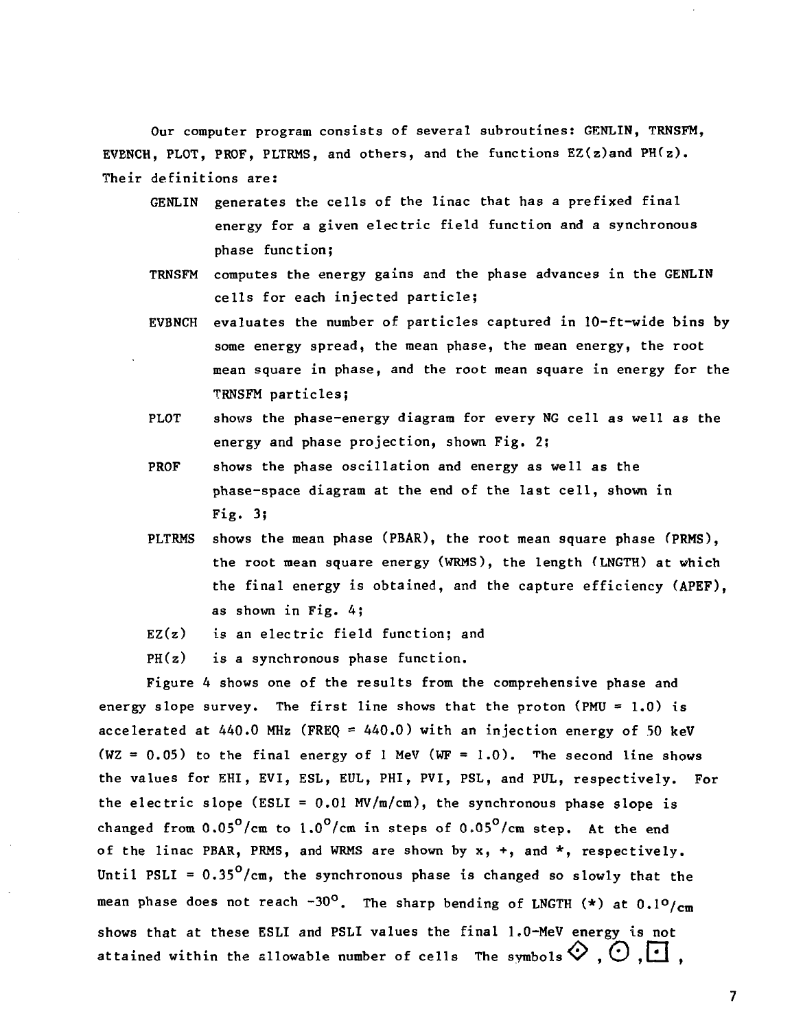Our computer program consists of several subroutines: GENLIN, TRNSFM, EVBNCH, PLOT, PROF, PLTRMS, and others, and the functions EZ(z)and PH(z). Their definitions are:

- GENLIN generates the cells of the linac that has a prefixed final energy for a given electric field function and a synchronous phase function;
- TRNSFM computes the energy gains and the phase advances in the GENLIN cells for each injected particle;
- EVBNCH evaluates the number of particles captured in 10-ft-wide bins by some energy spread, the mean phase, the mean energy, the root mean square in phase, and the root mean square in energy for the TRNSFM particles;
- PLOT shows the phase-energy diagram for every NG cell as well as the energy and phase projection, shown Fig. 2;
- PROF shows the phase oscillation and energy as well as the phase-space diagram at the end of the last cell, shown in Fig. 3;
- PLTRMS shows the mean phase (PBAR), the root mean square phase (PRMS), the root mean square energy (WRMS), the length (LNGTH) at which the final energy is obtained, and the capture efficiency (APEF), as shown in Fig. 4;
- EZ(z) is an electric field function; and
- PH(z) is a synchronous phase function.

Figure 4 shows one of the results from the comprehensive phase and energy slope survey. The first line shows that the proton (PMU = 1.0) is accelerated at 440.0 MHz (FREQ = 440.0) with an injection energy of 50 keV (WZ = 0.05) to the final energy of 1 MeV (WF = 1.0). The second line shows the values for EHI, EVI, ESL, EUL, PHI, PVI, PSL, and PUL, respectively. For the electric slope (ESLI = 0.01 MV/m/cm), the synchronous phase slope is changed from $0.05^{o}$/cm to $1.0^{o}$/cm in steps of $0.05^{o}$/cm step. At the end of the linac PBAR, PRMS, and WRMS are shown by x, +, and *, respectively. Until PSLI = $0.35^{o}$/cm, the synchronous phase is changed so slowly that the mean phase does not reach $-30^{o}$. The sharp bending of LNGTH (*) at $0.1^{o}$/cm shows that at these ESLI and PSLI values the final 1.0-MeV energy is not attained within the allowable number of cells The symbols ◇ , ⊙ , ⊡ ,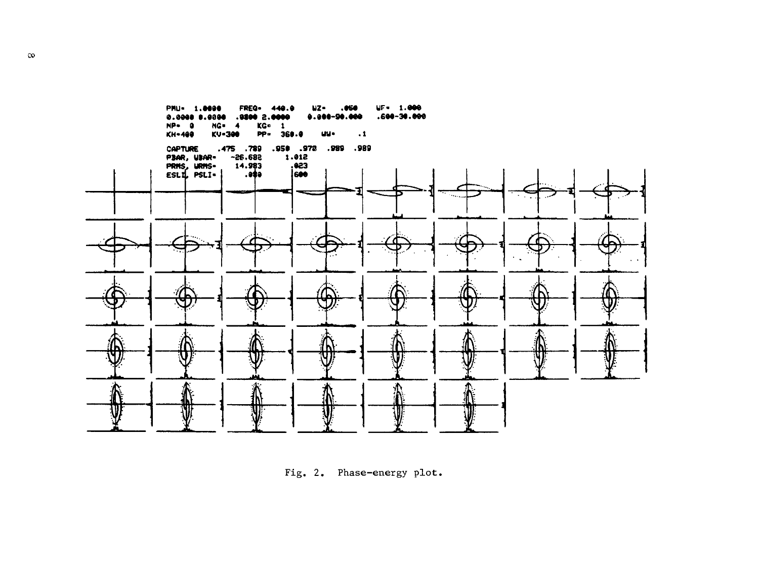```
PMU= 1.0000    FREQ= 440.0    WZ=   .050    WF= 1.000
0.0000 0.0000  .0800 2.0000   0.000-90.000  .600-30.000
NP= 0    NG= 4    KG= 1
KH=400   KV=300   PP= 360.0   UU=   .1

CAPTURE      .475  .789  .950  .978  .989  .989
PBAR, UBAR=   -26.682     1.012
PRMS, URMS=    14.983      .023
ESLI, PSLI=      .000      600
```

Fig. 2. Phase-energy plot.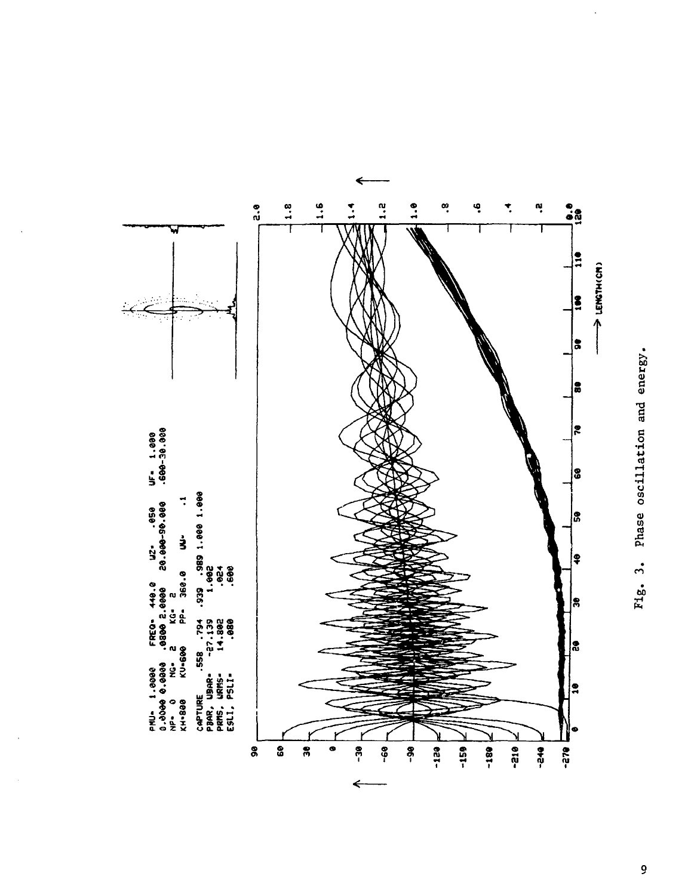PMU= 1.0000 FREQ= 440.0 WZ= .050 UF= 1.000
0.0000 0.0000 .0800 2.0000 20.000-90.000 .600-30.000
NP= 0 NG= 2 KG= 2
KH=800 KV=600 PP= 360.0 UW= .1

CAPTURE .558 .794 .939 .989 1.000 1.000
PBAR, WBAR= -27.139 1.002
PRMS, WRMS= 14.802 .024
ESLI, PSLI= .080 .600

Fig. 3. Phase oscillation and energy.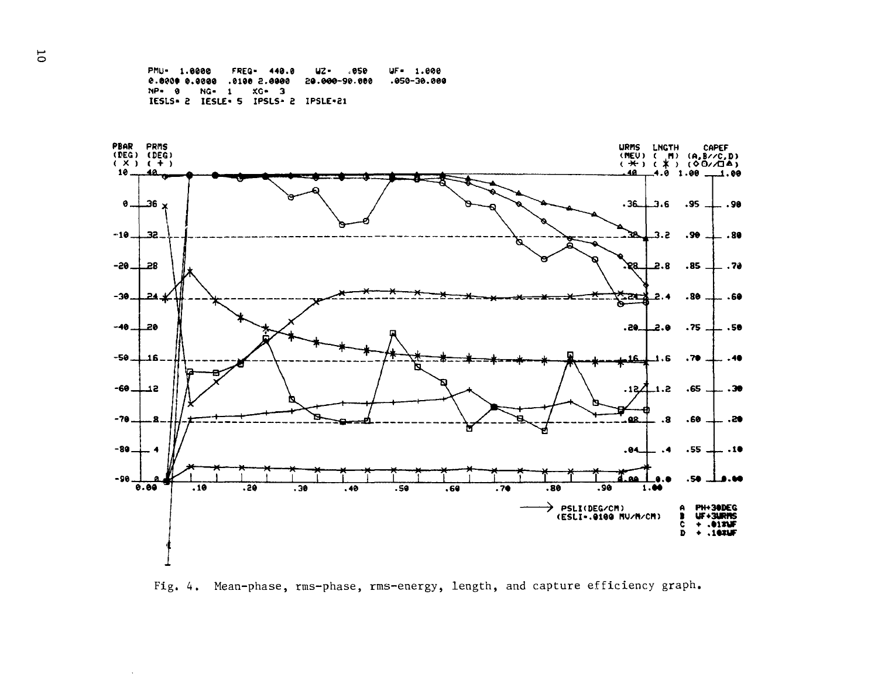```
PMU= 1.0000    FREQ= 440.0    WZ= .050    WF= 1.000
0.0000 0.0000  .0100 2.0000   20.000-90.000   .050-30.000
NP= 0    NG= 1    XG= 3
IESLS= 2  IESLE= 5  IPSLS= 2  IPSLE=21
```

Fig. 4. Mean-phase, rms-phase, rms-energy, length, and capture efficiency graph.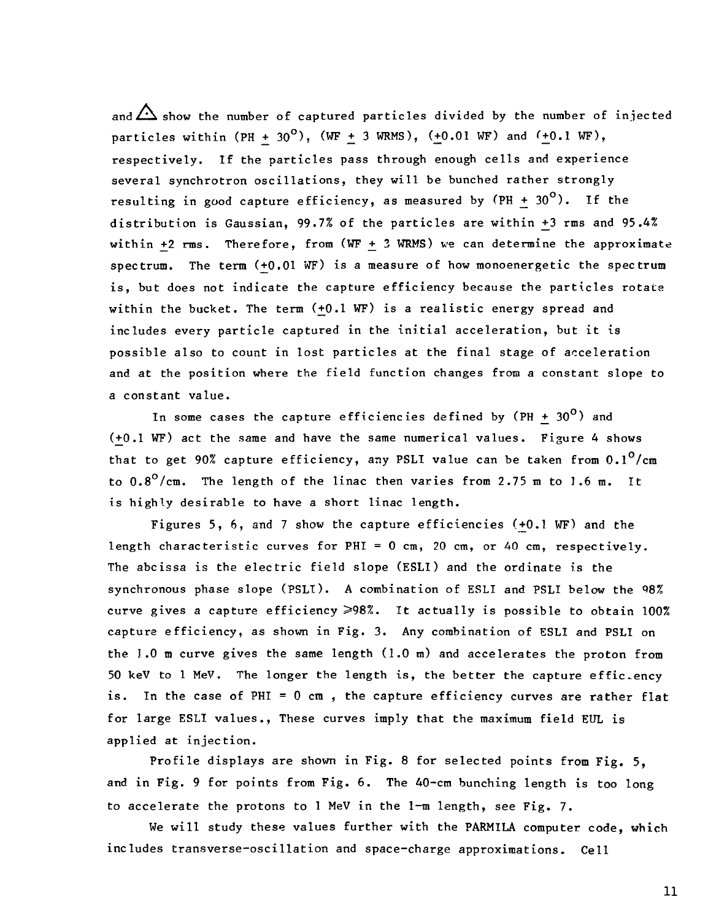and △ show the number of captured particles divided by the number of injected particles within (PH $\pm$ 30°), (WF $\pm$ 3 WRMS), ($\pm$0.01 WF) and ($\pm$0.1 WF), respectively. If the particles pass through enough cells and experience several synchrotron oscillations, they will be bunched rather strongly resulting in good capture efficiency, as measured by (PH $\pm$ 30°). If the distribution is Gaussian, 99.7% of the particles are within $\pm$3 rms and 95.4% within $\pm$2 rms. Therefore, from (WF $\pm$ 3 WRMS) we can determine the approximate spectrum. The term ($\pm$0.01 WF) is a measure of how monoenergetic the spectrum is, but does not indicate the capture efficiency because the particles rotate within the bucket. The term ($\pm$0.1 WF) is a realistic energy spread and includes every particle captured in the initial acceleration, but it is possible also to count in lost particles at the final stage of acceleration and at the position where the field function changes from a constant slope to a constant value.

In some cases the capture efficiencies defined by (PH $\pm$ 30°) and ($\pm$0.1 WF) act the same and have the same numerical values. Figure 4 shows that to get 90% capture efficiency, any PSLI value can be taken from 0.1°/cm to 0.8°/cm. The length of the linac then varies from 2.75 m to 1.6 m. It is highly desirable to have a short linac length.

Figures 5, 6, and 7 show the capture efficiencies ($\pm$0.1 WF) and the length characteristic curves for PHI = 0 cm, 20 cm, or 40 cm, respectively. The abcissa is the electric field slope (ESLI) and the ordinate is the synchronous phase slope (PSLI). A combination of ESLI and PSLI below the 98% curve gives a capture efficiency $\geqslant$98%. It actually is possible to obtain 100% capture efficiency, as shown in Fig. 3. Any combination of ESLI and PSLI on the 1.0 m curve gives the same length (1.0 m) and accelerates the proton from 50 keV to 1 MeV. The longer the length is, the better the capture efficiency is. In the case of PHI = 0 cm , the capture efficiency curves are rather flat for large ESLI values., These curves imply that the maximum field EUL is applied at injection.

Profile displays are shown in Fig. 8 for selected points from Fig. 5, and in Fig. 9 for points from Fig. 6. The 40-cm bunching length is too long to accelerate the protons to 1 MeV in the 1-m length, see Fig. 7.

We will study these values further with the PARMILA computer code, which includes transverse-oscillation and space-charge approximations. Cell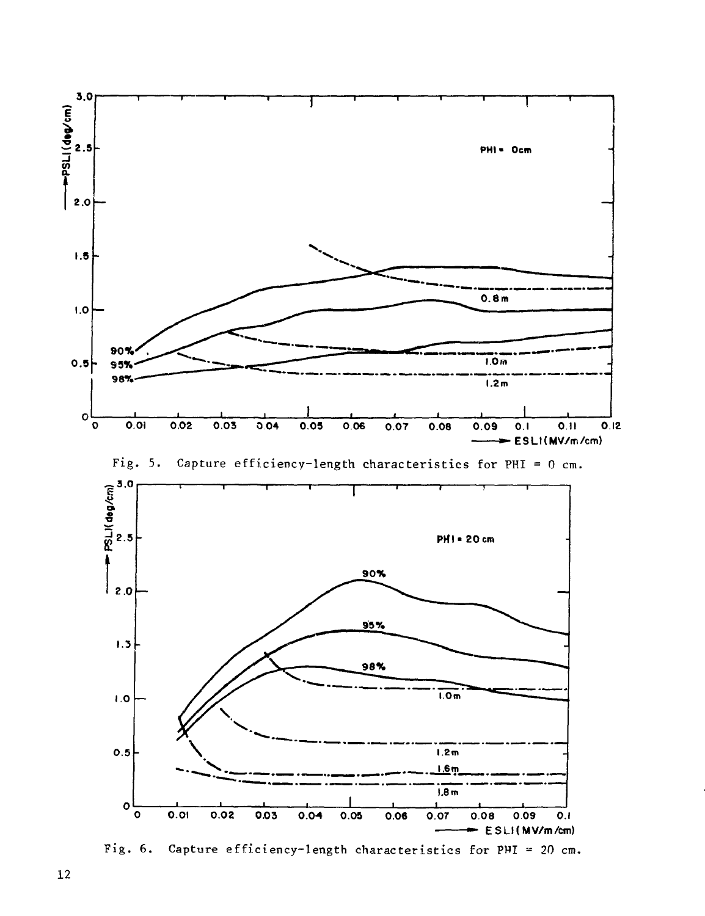Fig. 5. Capture efficiency-length characteristics for PHI = 0 cm.

Fig. 6. Capture efficiency-length characteristics for PHI = 20 cm.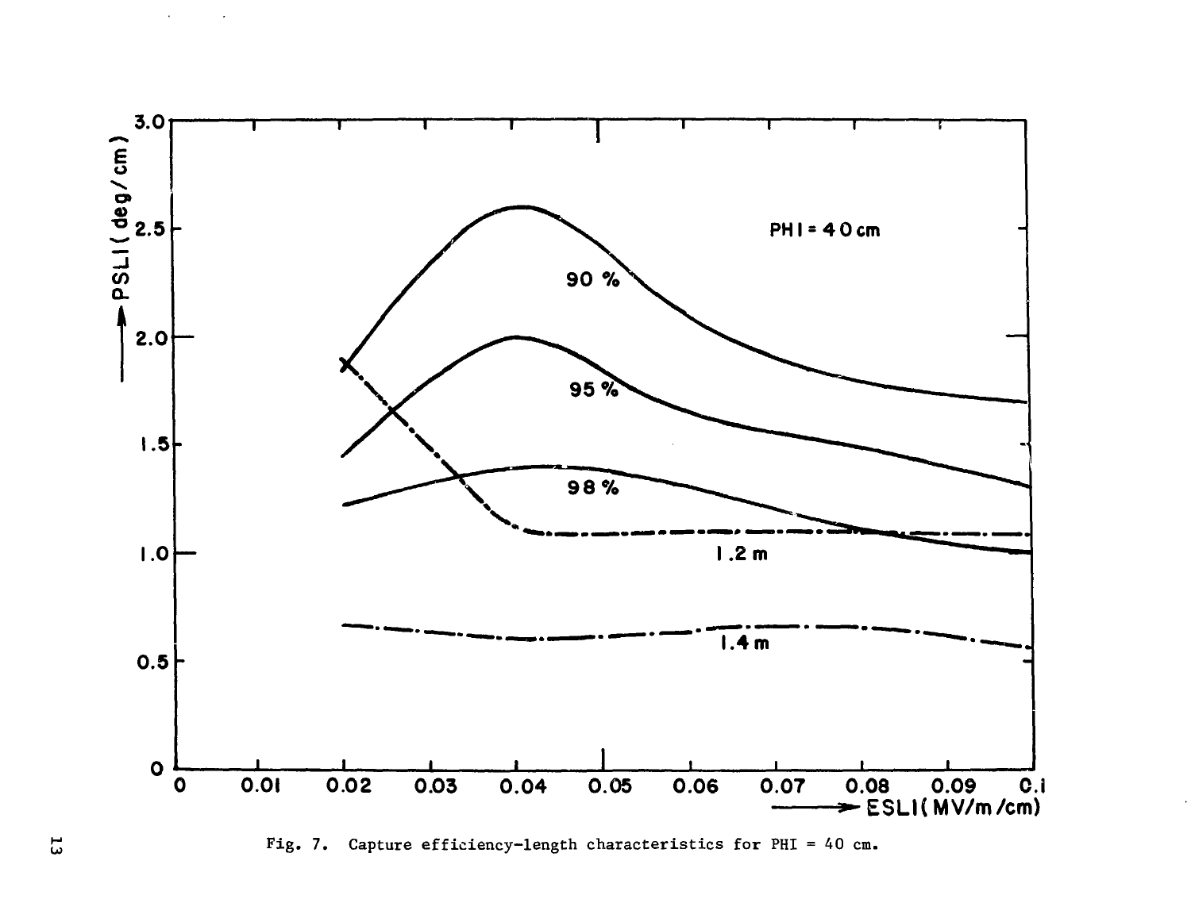Fig. 7. Capture efficiency-length characteristics for PHI = 40 cm.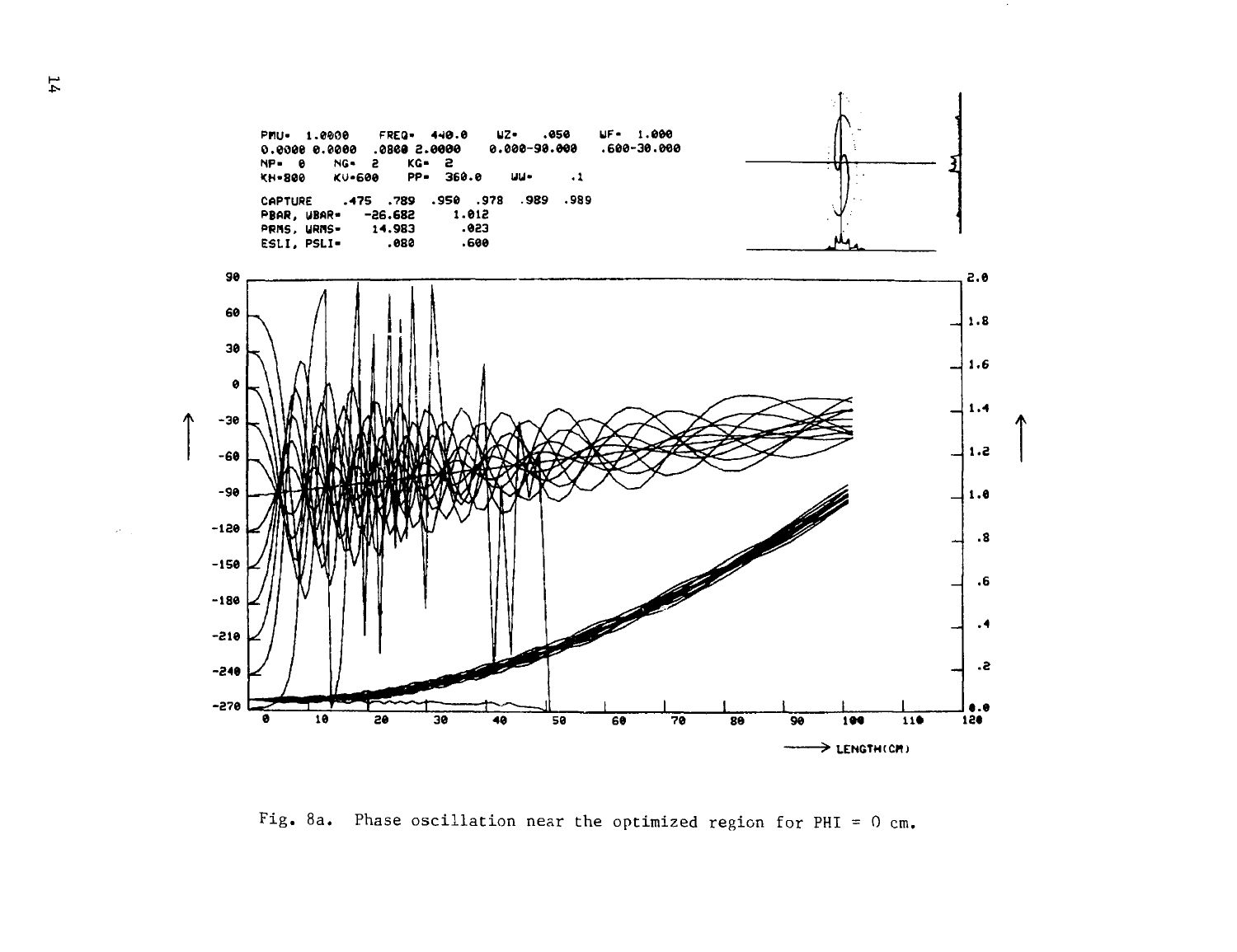Fig. 8a. Phase oscillation near the optimized region for PHI = 0 cm.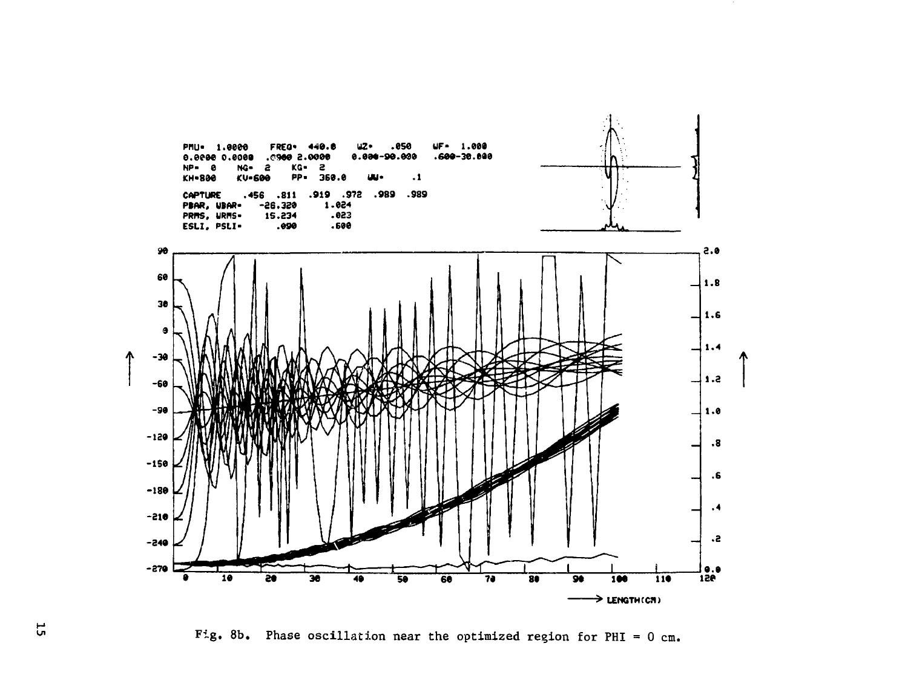```
PMU= 1.0000    FREQ= 440.0    WZ=   .050    WF=  1.000
0.0000 0.0000  .0900 2.0000   0.000-90.000  .600-30.000
NP=  0    NG=  2    KG=  2
KH=800    KV=600    PP=  360.0    WW=      .1

CAPTURE     .456  .811  .919  .972  .989  .989
PBAR, WBAR=    -26.320      1.024
PRMS, WRMS=     15.234       .023
ESLI, PSLI=       .090       .600
```

Fig. 8b. Phase oscillation near the optimized region for PHI = 0 cm.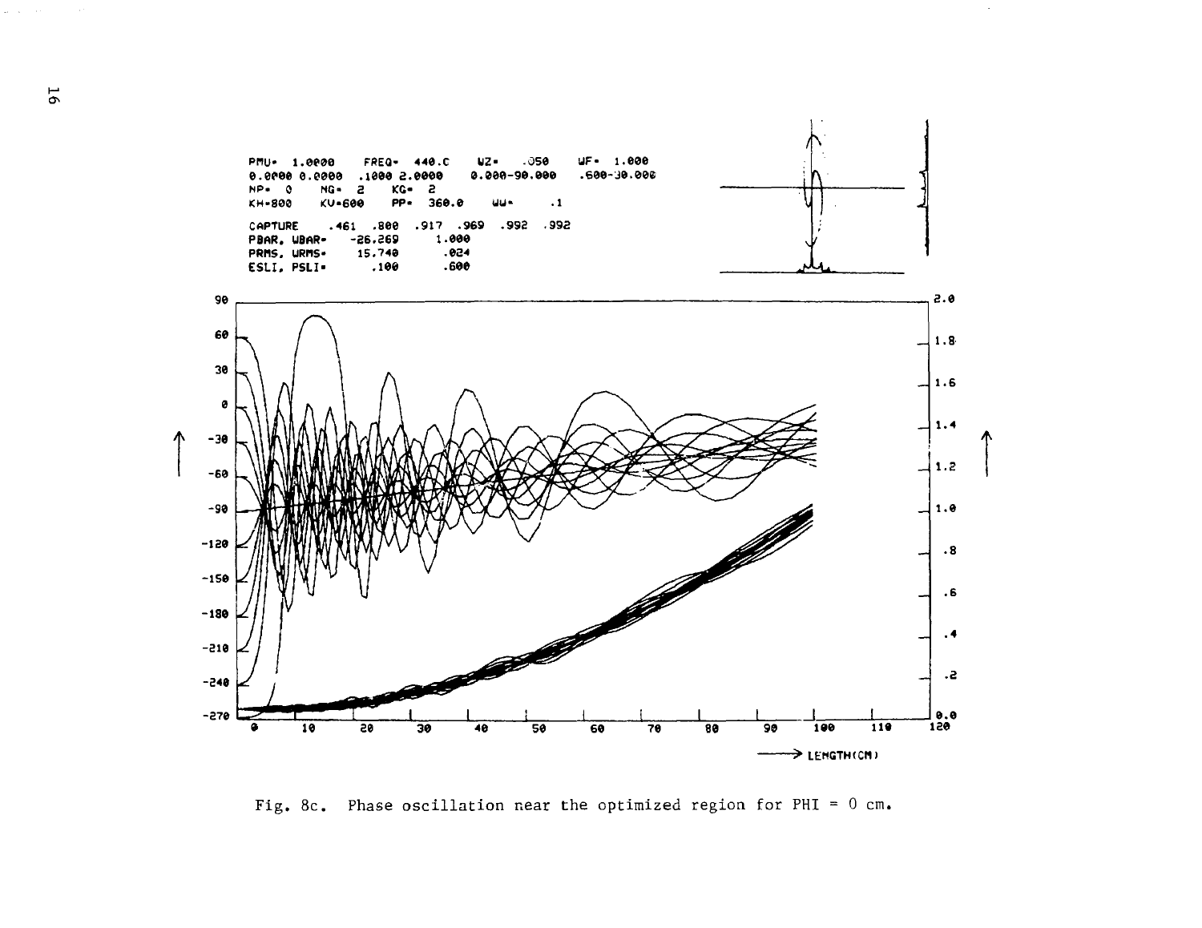Fig. 8c. Phase oscillation near the optimized region for PHI = 0 cm.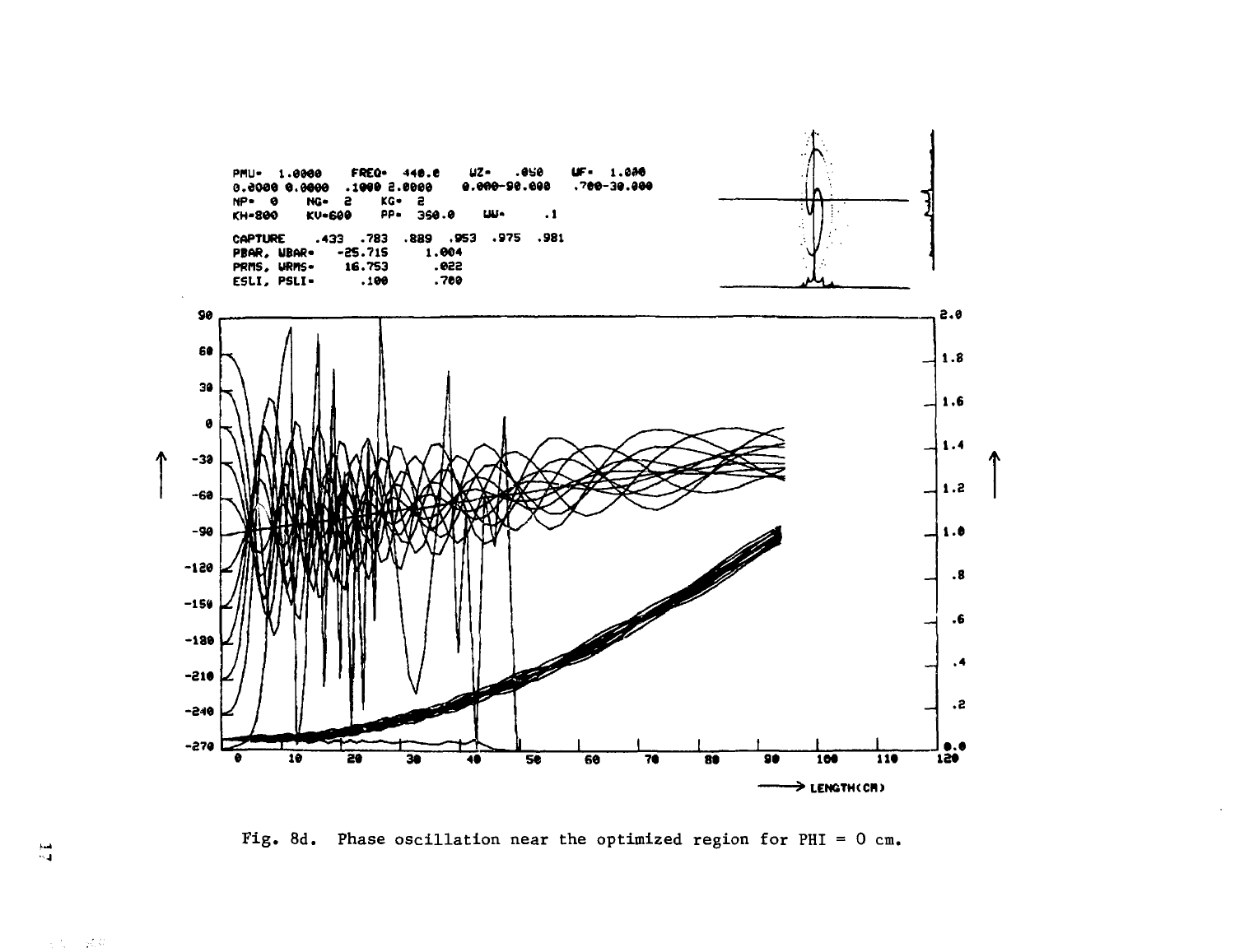PMU= 1.0000 FREQ= 440.0 WZ= .050 WF= 1.000
0.0000 0.0000 .1000 2.0000 0.000-90.000 .700-30.000
NP= 0 NG= 2 KG= 2
KH=800 KV=600 PP= 360.0 WW= .1

CAPTURE .433 .783 .889 .953 .975 .981
PBAR, WBAR= -25.715 1.004
PRMS, WRMS= 16.753 .022
ESLI, PSLI= .100 .700

Fig. 8d. Phase oscillation near the optimized region for PHI = 0 cm.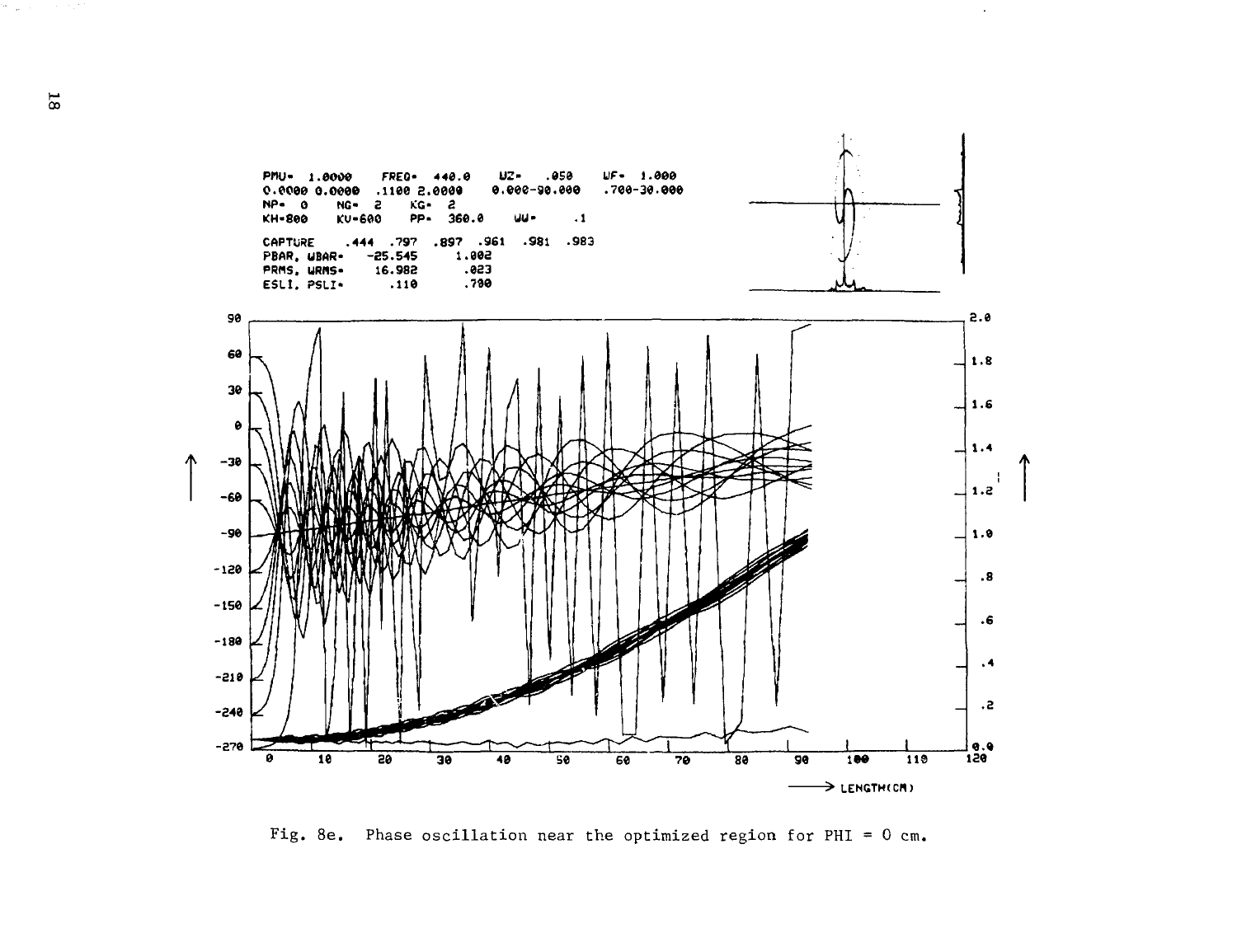PMU= 1.0000 FREQ= 440.0 UZ= .050 UF= 1.000
0.0000 0.0000 .1100 2.0000 0.000-90.000 .700-30.000
NP= 0 NG= 2 KG= 2
KH=800 KV=600 PP= 360.0 WW= .1

CAPTURE .444 .797 .897 .961 .981 .983
PBAR, WBAR= -25.545 1.002
PRMS, WRMS= 16.982 .023
ESLI, PSLI= .110 .700

Fig. 8e. Phase oscillation near the optimized region for PHI = 0 cm.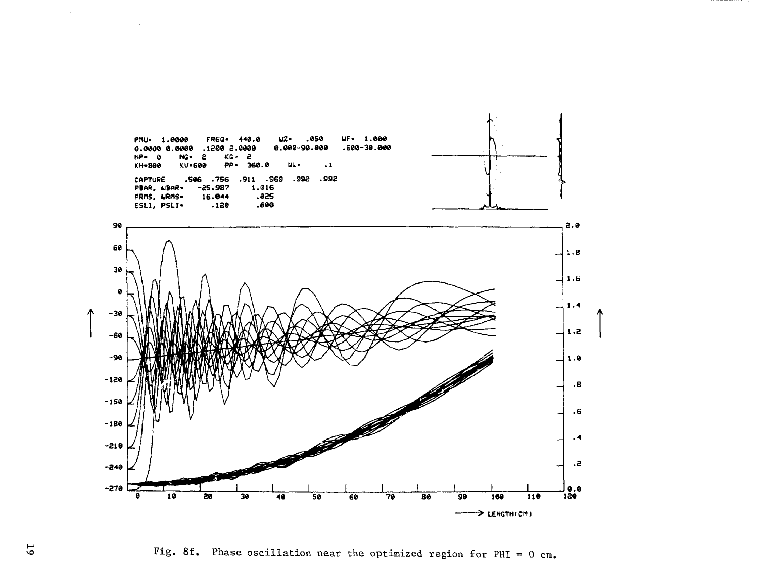```
PNU= 1.0000    FREQ= 440.0    WZ=  .050    WF= 1.000
0.0000 0.0000  .1200 2.0000   0.000-90.000  .600-30.000
NP= 0    NG= 2    KG= 2
KH=800   KV=600   PP= 360.0   WW=   .1

CAPTURE    .506  .756  .911  .969  .992  .992
PBAR, WBAR=   -25.987    1.016
PRMS, WRMS=    16.044     .025
ESLI, PSLI=     .120      .600
```

Fig. 8f. Phase oscillation near the optimized region for PHI = 0 cm.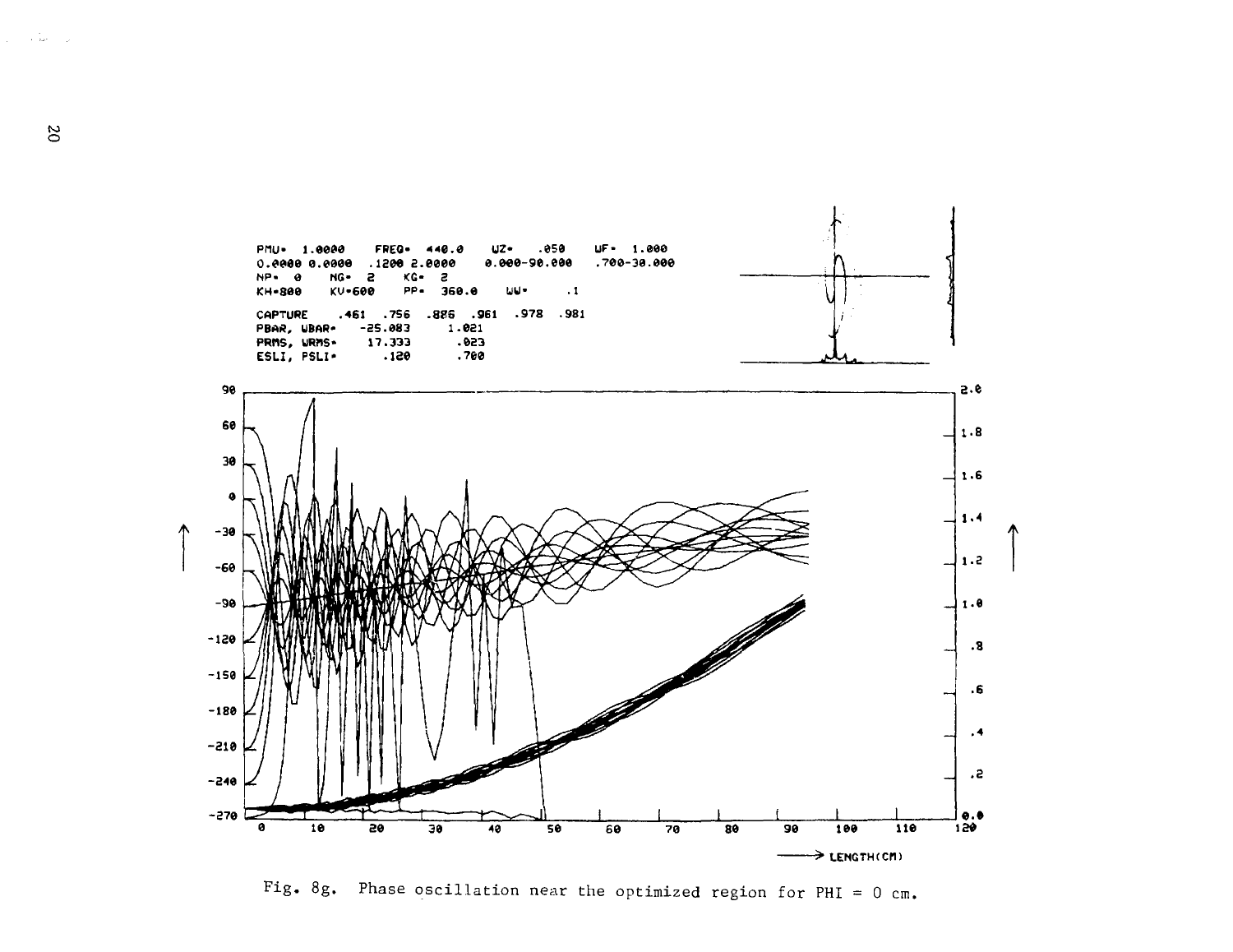Fig. 8g. Phase oscillation near the optimized region for PHI = 0 cm.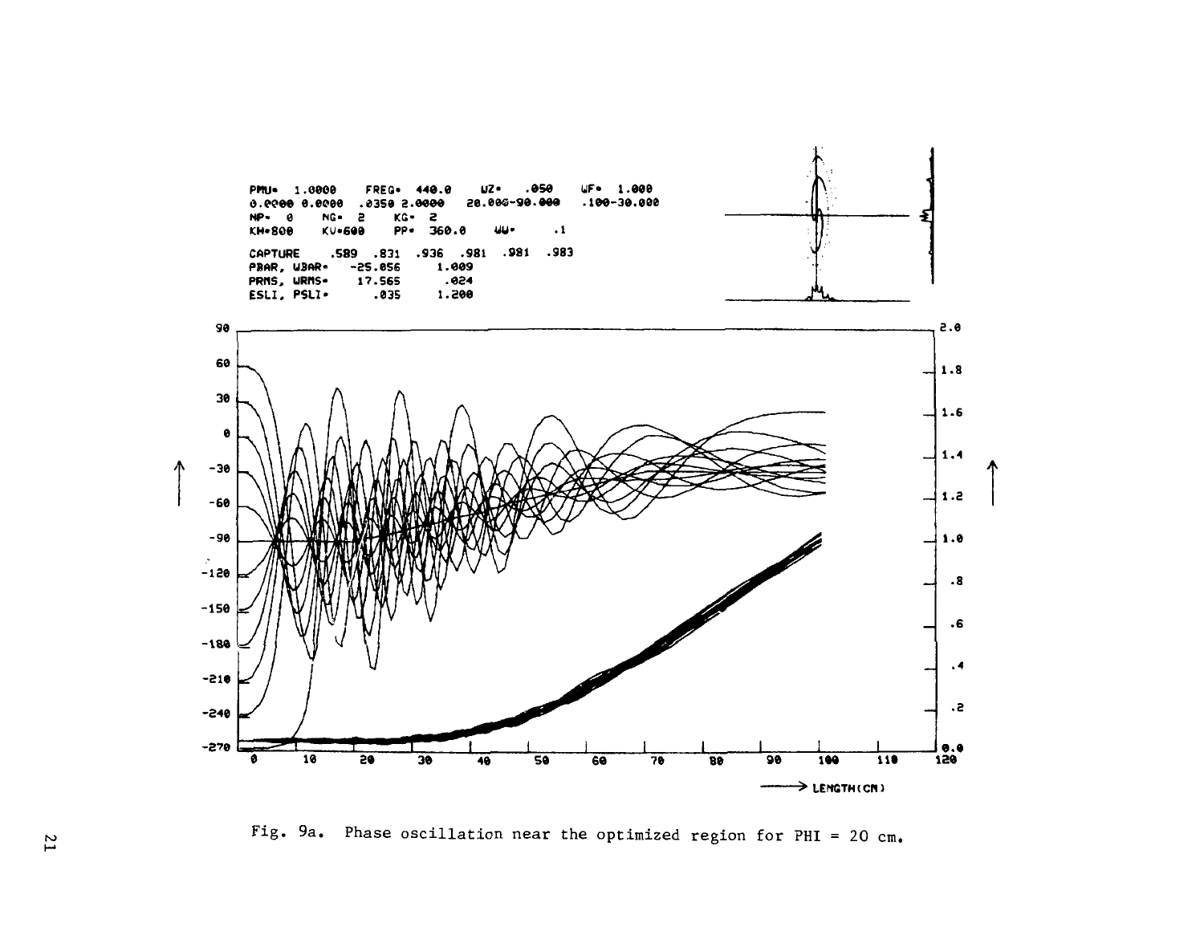```
PMU= 1.0000    FREQ= 440.0    WZ=  .050    WF= 1.000
0.0000 0.0000  .0350 2.0000   20.000-90.000   .100-30.000
NP= 0    NG= 2    KG= 2
KH=800   KV=600   PP= 360.0   WW=   .1
CAPTURE    .589  .831  .936  .981  .981  .983
PBAR, WBAR=   -25.056      1.009
PRMS, WRMS=    17.565       .024
ESLI, PSLI=      .035      1.200
```

Fig. 9a. Phase oscillation near the optimized region for PHI = 20 cm.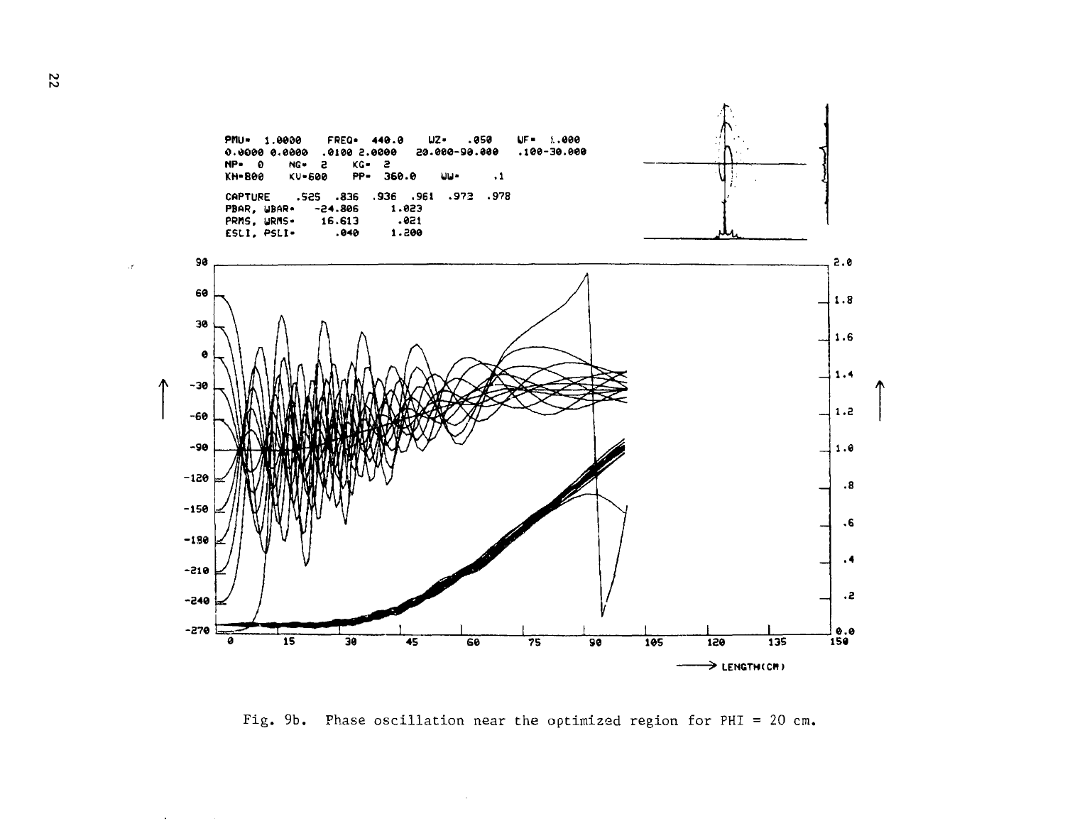```
PMU= 1.0000    FREQ= 440.0    UZ=  .050     UF= 1.000
0.0000 0.0000  .0100 2.0000   20.000-90.000  .100-30.000
NP= 0    NG= 2     KG= 2
KH=800   KV=600    PP= 360.0    UW=     .1

CAPTURE    .525  .836  .936  .961  .973  .978
PBAR, WBAR=   -24.806      1.023
PRMS, WRMS=    16.613       .021
ESLI, PSLI=      .040      1.200
```

Fig. 9b. Phase oscillation near the optimized region for PHI = 20 cm.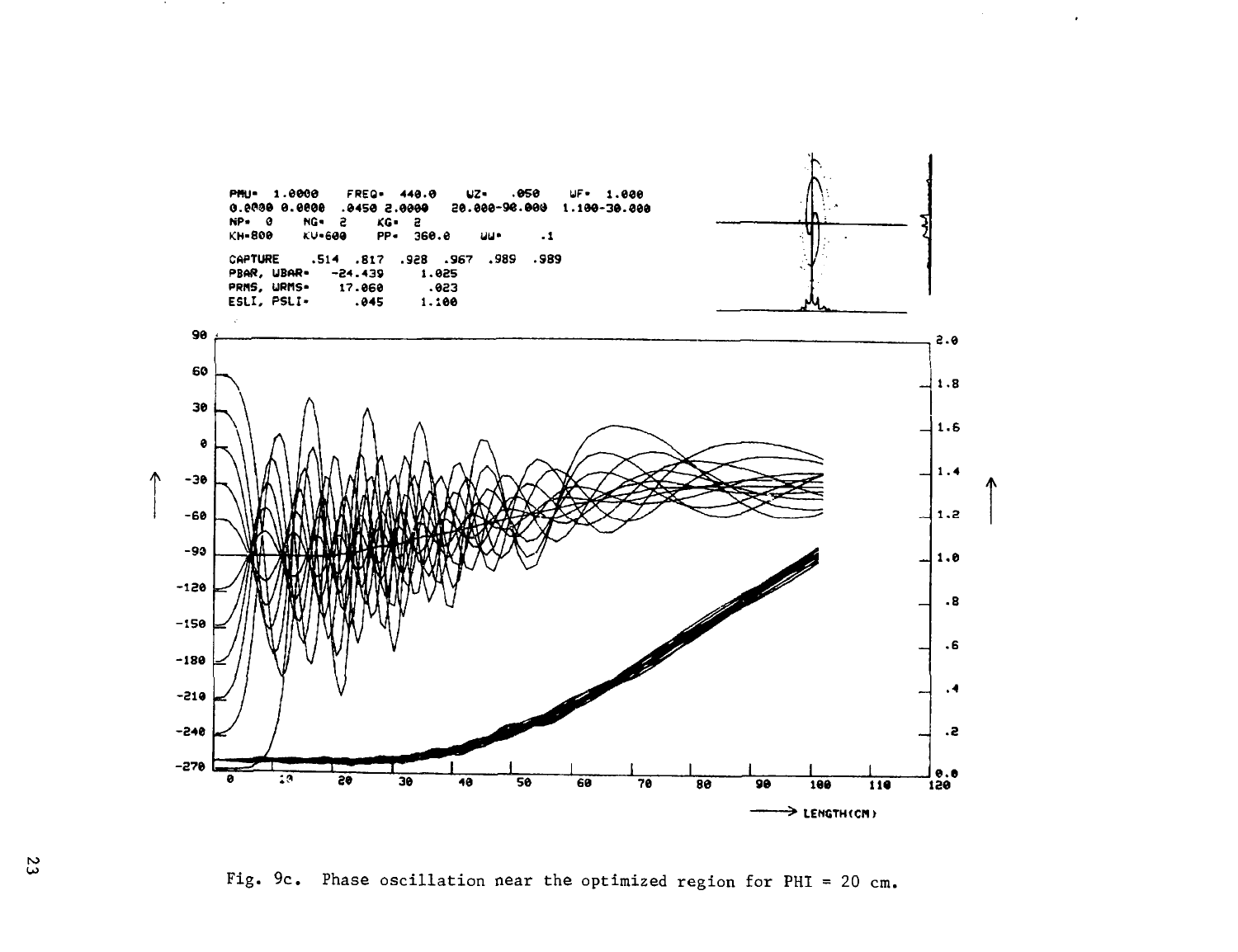Fig. 9c. Phase oscillation near the optimized region for PHI = 20 cm.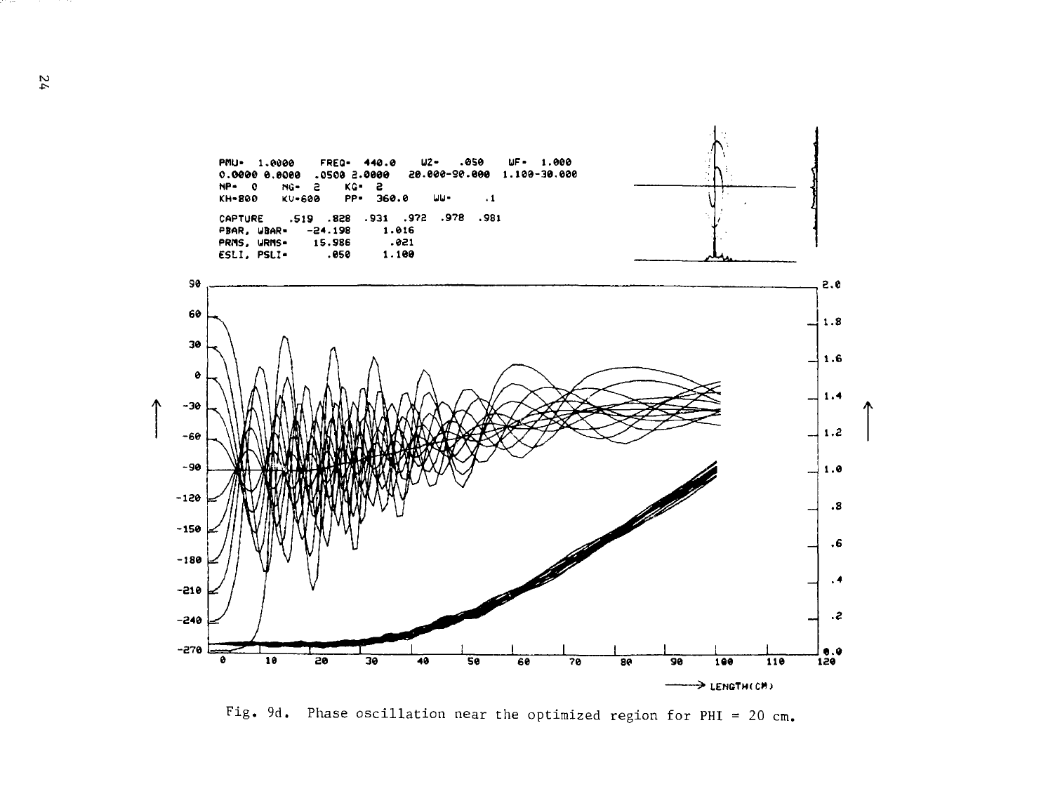PMU= 1.0000 FREQ= 440.0 W2= .050 WF= 1.000
0.0000 0.0000 .0500 2.0000 20.000-90.000 1.100-30.000
NP= 0 NG= 2 KG= 2
KH=800 KV=600 PP= 360.0 WW= .1

CAPTURE .519 .828 .931 .972 .978 .981
PBAR, WBAR= -24.198 1.016
PRMS, WRMS= 15.986 .021
ESLI, PSLI= .050 1.100

Fig. 9d. Phase oscillation near the optimized region for PHI = 20 cm.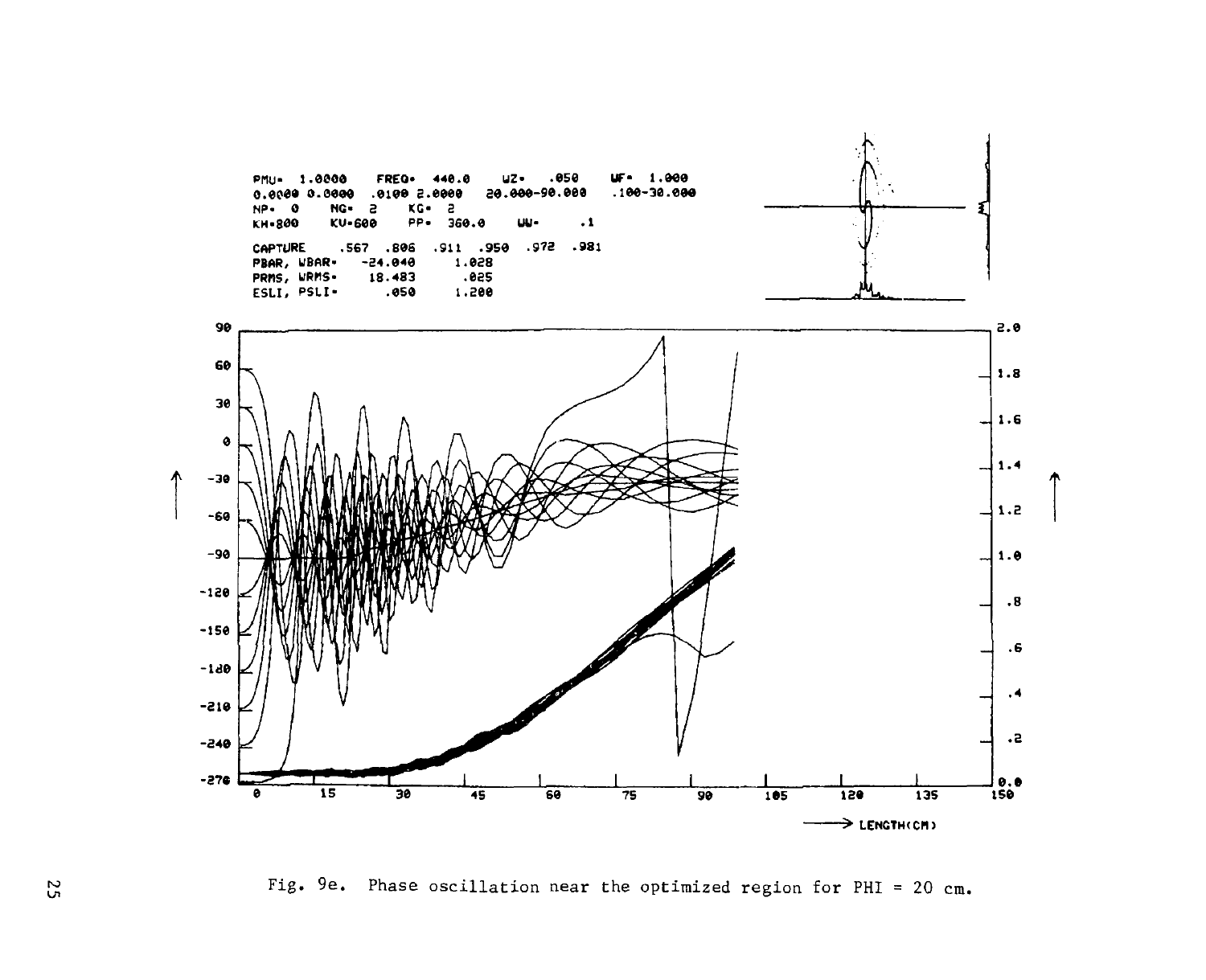PMU= 1.0000 FREQ= 440.0 WZ= .050 WF= 1.000
0.0000 0.0000 .0100 2.0000 20.000-90.000 .100-30.000
NP= 0 NG= 2 KG= 2
KH=800 KV=600 PP= 360.0 WW= .1

CAPTURE .567 .806 .911 .950 .972 .981
PBAR, WBAR= -24.040 1.028
PRMS, WRMS= 18.483 .025
ESLI, PSLI= .050 1.200

→ LENGTH(CM)

Fig. 9e. Phase oscillation near the optimized region for PHI = 20 cm.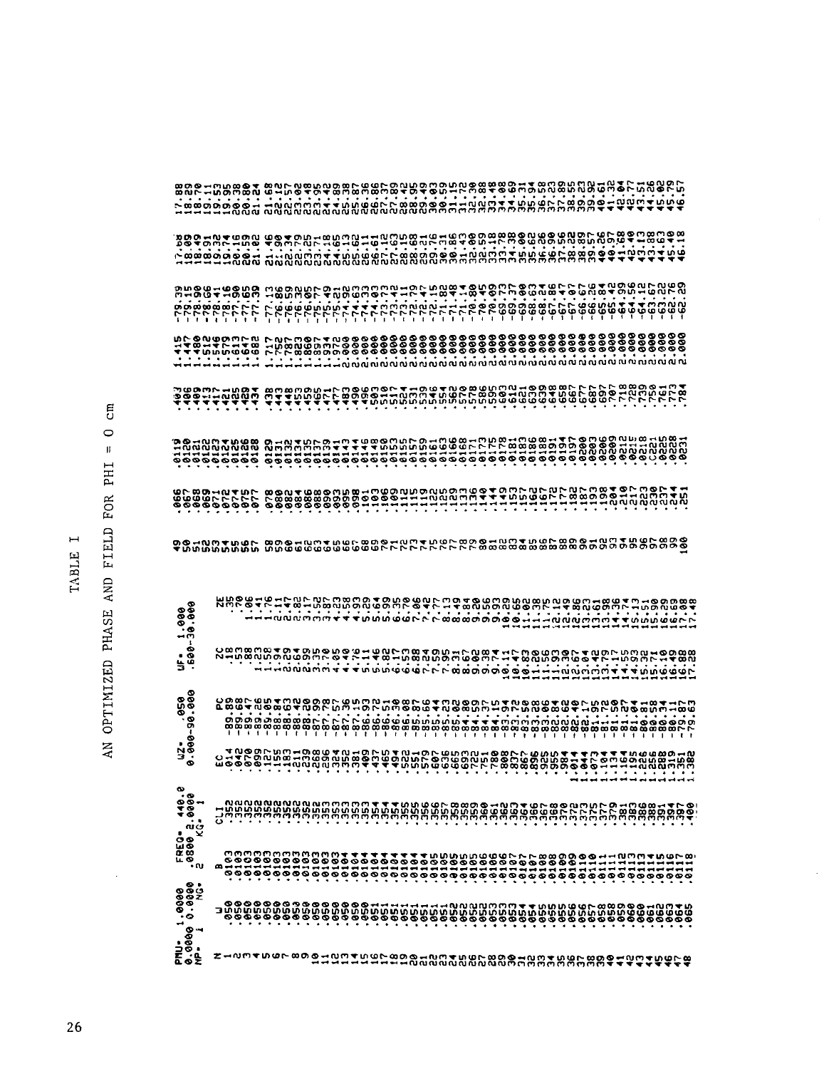# TABLE I

## AN OPTIMIZED PHASE AND FIELD FOR PHI = 0 cm

```
PMU= 1.0000        FREQ= 440.0      WZ= .050          UF= 1.000
0.0000 0.0000   .0800 2.0000     0.000-90.000      .600-30.000
NP= 1    NG= 2    KG= 1
```

| N | U | B | CL1 | EC | PC | ZC | ZE |
|---|---|---|---|---|---|---|---|
| 1 | .050 | .0103 | .352 | .014 | -89.89 | .18 | .35 |
| 2 | .050 | .0103 | .352 | .042 | -89.68 | .53 | .70 |
| 3 | .050 | .0103 | .352 | .070 | -89.47 | .88 | 1.06 |
| 4 | .050 | .0103 | .352 | .099 | -89.26 | 1.23 | 1.41 |
| 5 | .050 | .0103 | .352 | .127 | -89.05 | 1.58 | 1.76 |
| 6 | .050 | .0103 | .352 | .155 | -88.84 | 1.94 | 2.11 |
| 7 | .050 | .0103 | .352 | .183 | -88.63 | 2.29 | 2.47 |
| 8 | .050 | .0103 | .352 | .211 | -88.42 | 2.64 | 2.82 |
| 9 | .050 | .0103 | .352 | .239 | -88.20 | 2.99 | 3.17 |
| 10 | .050 | .0103 | .352 | .268 | -87.99 | 3.35 | 3.52 |
| 11 | .050 | .0103 | .352 | .296 | -87.78 | 3.70 | 3.87 |
| 12 | .050 | .0103 | .352 | .324 | -87.57 | 4.05 | 4.23 |
| 13 | .050 | .0104 | .353 | .352 | -87.36 | 4.40 | 4.58 |
| 14 | .050 | .0104 | .353 | .381 | -87.15 | 4.76 | 4.93 |
| 15 | .050 | .0104 | .353 | .409 | -86.93 | 5.11 | 5.29 |
| 16 | .051 | .0104 | .353 | .437 | -86.72 | 5.46 | 5.64 |
| 17 | .051 | .0104 | .354 | .465 | -86.51 | 5.82 | 5.99 |
| 18 | .051 | .0104 | .354 | .494 | -86.30 | 6.17 | 6.35 |
| 19 | .051 | .0104 | .354 | .522 | -86.08 | 6.53 | 6.70 |
| 20 | .051 | .0104 | .355 | .551 | -85.87 | 6.88 | 7.06 |
| 21 | .051 | .0105 | .356 | .579 | -85.66 | 7.24 | 7.42 |
| 22 | .051 | .0105 | .356 | .607 | -85.44 | 7.59 | 7.77 |
| 23 | .052 | .0105 | .357 | .636 | -85.23 | 7.95 | 8.13 |
| 24 | .052 | .0105 | .358 | .665 | -85.02 | 8.31 | 8.49 |
| 25 | .052 | .0105 | .358 | .693 | -84.80 | 8.67 | 8.84 |
| 26 | .052 | .0105 | .359 | .722 | -84.59 | 9.02 | 9.20 |
| 27 | .052 | .0106 | .360 | .751 | -84.37 | 9.38 | 9.56 |
| 28 | .053 | .0106 | .361 | .780 | -84.15 | 9.74 | 9.93 |
| 29 | .053 | .0106 | .362 | .808 | -83.94 | 10.11 | 10.29 |
| 30 | .053 | .0107 | .363 | .837 | -83.72 | 10.47 | 10.65 |
| 31 | .054 | .0107 | .364 | .867 | -83.50 | 10.83 | 11.02 |
| 32 | .054 | .0107 | .366 | .896 | -83.28 | 11.20 | 11.38 |
| 33 | .055 | .0108 | .367 | .925 | -83.06 | 11.56 | 11.75 |
| 34 | .055 | .0108 | .368 | .955 | -82.84 | 11.93 | 12.12 |
| 35 | .055 | .0109 | .370 | .984 | -82.62 | 12.30 | 12.49 |
| 36 | .056 | .0109 | .372 | 1.014 | -82.40 | 12.67 | 12.86 |
| 37 | .056 | .0110 | .373 | 1.044 | -82.17 | 13.04 | 13.23 |
| 38 | .057 | .0110 | .375 | 1.073 | -81.95 | 13.42 | 13.61 |
| 39 | .058 | .0111 | .377 | 1.104 | -81.72 | 13.79 | 13.98 |
| 40 | .058 | .0111 | .379 | 1.134 | -81.50 | 14.17 | 14.36 |
| 41 | .059 | .0112 | .381 | 1.164 | -81.27 | 14.55 | 14.74 |
| 42 | .060 | .0113 | .383 | 1.195 | -81.04 | 14.93 | 15.13 |
| 43 | .061 | .0113 | .386 | 1.226 | -80.81 | 15.32 | 15.51 |
| 44 | .062 | .0114 | .388 | 1.256 | -80.58 | 15.71 | 15.90 |
| 45 | .063 | .0115 | .391 | 1.288 | -80.34 | 16.10 | 16.29 |
| 46 | .064 | .0116 | .394 | 1.319 | -80.11 | 16.49 | 16.69 |
| 47 | .064 | .0117 | .397 | 1.351 | -79.87 | 16.88 | 17.08 |
| 48 | .065 | .0118 | .400 | 1.382 | -79.63 | 17.28 | 17.48 |
| 49 | .066 | .0119 | .403 | 1.415 | -79.39 | 17.68 | 17.88 |
| 50 | .067 | .0120 | .406 | 1.447 | -79.15 | 18.09 | 18.29 |
| 51 | .068 | .0121 | .409 | 1.480 | -78.90 | 18.50 | 18.70 |
| 52 | .069 | .0122 | .413 | 1.512 | -78.66 | 18.91 | 19.11 |
| 53 | .071 | .0123 | .417 | 1.546 | -78.41 | 19.32 | 19.53 |
| 54 | .072 | .0124 | .421 | 1.579 | -78.16 | 19.74 | 19.95 |
| 55 | .074 | .0125 | .425 | 1.613 | -77.90 | 20.16 | 20.38 |
| 56 | .075 | .0126 | .429 | 1.647 | -77.65 | 20.59 | 20.80 |
| 57 | .077 | .0128 | .434 | 1.682 | -77.39 | 21.02 | 21.24 |
| 58 | .078 | .0129 | .438 | 1.717 | -77.13 | 21.46 | 21.68 |
| 59 | .080 | .0131 | .443 | 1.752 | -76.86 | 21.90 | 22.12 |
| 60 | .082 | .0132 | .448 | 1.787 | -76.59 | 22.34 | 22.57 |
| 61 | .084 | .0134 | .453 | 1.823 | -76.33 | 22.79 | 23.02 |
| 62 | .086 | .0135 | .459 | 1.860 | -76.05 | 23.25 | 23.48 |
| 63 | .088 | .0137 | .465 | 1.897 | -75.77 | 23.71 | 23.95 |
| 64 | .090 | .0139 | .471 | 1.934 | -75.49 | 24.18 | 24.42 |
| 65 | .093 | .0141 | .477 | 1.972 | -75.21 | 24.65 | 24.89 |
| 66 | .095 | .0143 | .483 | 2.000 | -74.92 | 25.13 | 25.38 |
| 67 | .098 | .0144 | .490 | 2.000 | -74.63 | 25.62 | 25.87 |
| 68 | .101 | .0146 | .496 | 2.000 | -74.33 | 26.11 | 26.36 |
| 69 | .103 | .0148 | .503 | 2.000 | -74.03 | 26.61 | 26.86 |
| 70 | .106 | .0150 | .510 | 2.000 | -73.73 | 27.12 | 27.37 |
| 71 | .109 | .0153 | .517 | 2.000 | -73.42 | 27.63 | 27.89 |
| 72 | .112 | .0155 | .524 | 2.000 | -73.11 | 28.15 | 28.42 |
| 73 | .115 | .0157 | .531 | 2.000 | -72.79 | 28.68 | 28.95 |
| 74 | .119 | .0159 | .539 | 2.000 | -72.47 | 29.21 | 29.49 |
| 75 | .122 | .0161 | .546 | 2.000 | -72.15 | 29.76 | 30.03 |
| 76 | .125 | .0163 | .554 | 2.000 | -71.82 | 30.31 | 30.59 |
| 77 | .129 | .0166 | .562 | 2.000 | -71.48 | 30.86 | 31.15 |
| 78 | .133 | .0168 | .570 | 2.000 | -71.14 | 31.43 | 31.72 |
| 79 | .136 | .0171 | .578 | 2.000 | -70.80 | 32.00 | 32.30 |
| 80 | .140 | .0173 | .586 | 2.000 | -70.45 | 32.59 | 32.88 |
| 81 | .144 | .0175 | .595 | 2.000 | -70.09 | 33.18 | 33.48 |
| 82 | .149 | .0178 | .603 | 2.000 | -69.73 | 33.78 | 34.08 |
| 83 | .153 | .0181 | .612 | 2.000 | -69.37 | 34.38 | 34.69 |
| 84 | .157 | .0183 | .621 | 2.000 | -69.00 | 35.00 | 35.31 |
| 85 | .162 | .0186 | .630 | 2.000 | -68.63 | 35.62 | 35.94 |
| 86 | .167 | .0188 | .639 | 2.000 | -68.24 | 36.26 | 36.58 |
| 87 | .172 | .0191 | .648 | 2.000 | -67.86 | 36.90 | 37.23 |
| 88 | .177 | .0194 | .658 | 2.000 | -67.47 | 37.56 | 37.89 |
| 89 | .182 | .0197 | .667 | 2.000 | -67.07 | 38.22 | 38.55 |
| 90 | .187 | .0200 | .677 | 2.000 | -66.67 | 38.89 | 39.23 |
| 91 | .193 | .0203 | .687 | 2.000 | -66.26 | 39.57 | 39.92 |
| 92 | .198 | .0206 | .697 | 2.000 | -65.84 | 40.26 | 40.61 |
| 93 | .204 | .0209 | .707 | 2.000 | -65.42 | 40.97 | 41.32 |
| 94 | .210 | .0212 | .718 | 2.000 | -64.99 | 41.68 | 42.04 |
| 95 | .217 | .0215 | .728 | 2.000 | -64.56 | 42.40 | 42.77 |
| 96 | .223 | .0218 | .739 | 2.000 | -64.12 | 43.13 | 43.51 |
| 97 | .230 | .0221 | .750 | 2.000 | -63.67 | 43.88 | 44.26 |
| 98 | .237 | .0225 | .761 | 2.000 | -63.22 | 44.63 | 45.02 |
| 99 | .244 | .0228 | .773 | 2.000 | -62.76 | 45.40 | 45.79 |
| 100 | .251 | .0231 | .784 | 2.000 | -62.29 | 46.18 | 46.57 |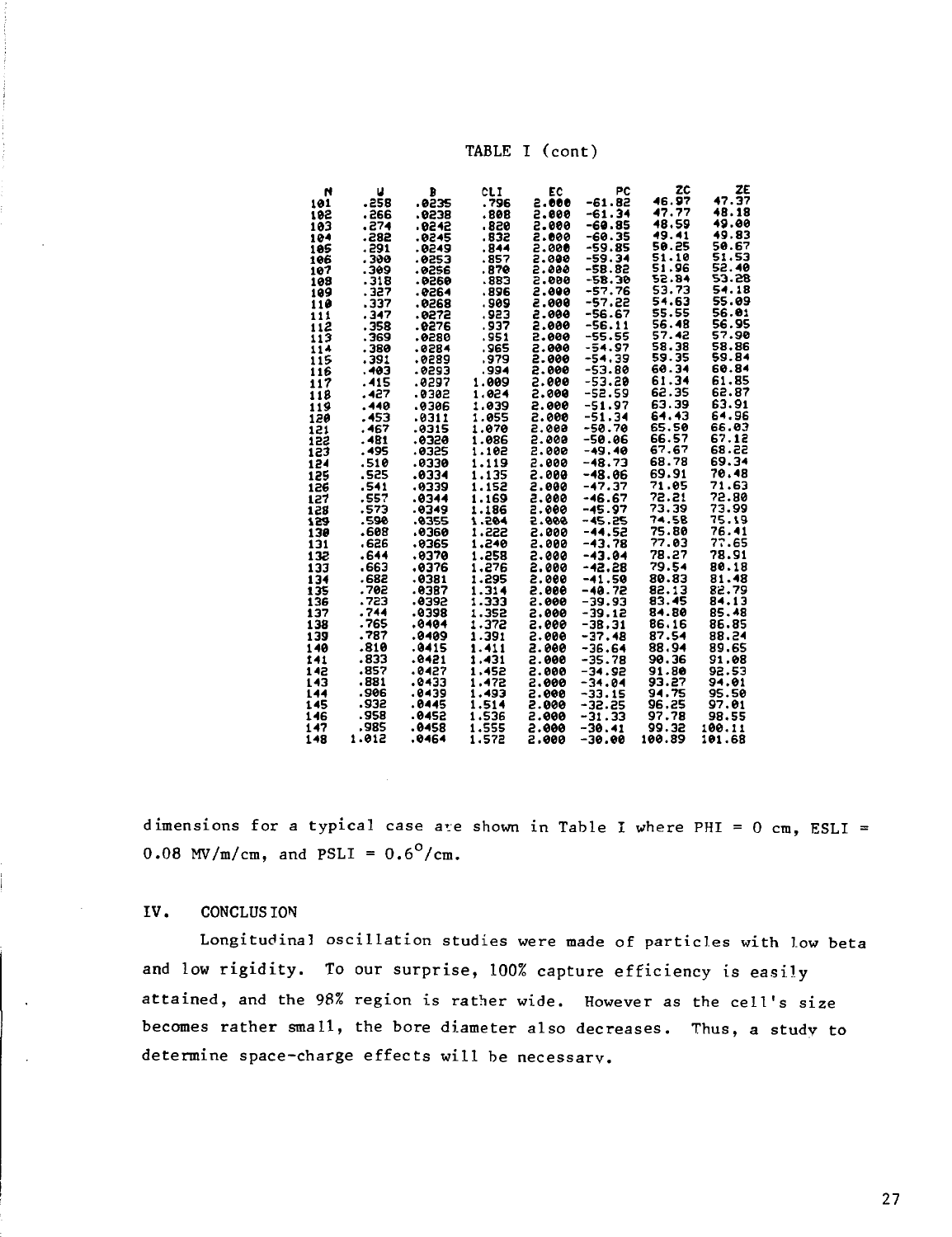TABLE I (cont)

| N | W | B | CLI | EC | PC | ZC | ZE |
|---|---|---|---|---|---|---|---|
| 101 | .258 | .0235 | .796 | 2.000 | -61.82 | 46.97 | 47.37 |
| 102 | .266 | .0238 | .808 | 2.000 | -61.34 | 47.77 | 48.18 |
| 103 | .274 | .0242 | .820 | 2.000 | -60.85 | 48.59 | 49.00 |
| 104 | .282 | .0245 | .832 | 2.000 | -60.35 | 49.41 | 49.83 |
| 105 | .291 | .0249 | .844 | 2.000 | -59.85 | 50.25 | 50.67 |
| 106 | .300 | .0253 | .857 | 2.000 | -59.34 | 51.10 | 51.53 |
| 107 | .309 | .0256 | .870 | 2.000 | -58.82 | 51.96 | 52.40 |
| 108 | .318 | .0260 | .883 | 2.000 | -58.30 | 52.84 | 53.28 |
| 109 | .327 | .0264 | .896 | 2.000 | -57.76 | 53.73 | 54.18 |
| 110 | .337 | .0268 | .909 | 2.000 | -57.22 | 54.63 | 55.09 |
| 111 | .347 | .0272 | .923 | 2.000 | -56.67 | 55.55 | 56.01 |
| 112 | .358 | .0276 | .937 | 2.000 | -56.11 | 56.48 | 56.95 |
| 113 | .369 | .0280 | .951 | 2.000 | -55.55 | 57.42 | 57.90 |
| 114 | .380 | .0284 | .965 | 2.000 | -54.97 | 58.38 | 58.86 |
| 115 | .391 | .0289 | .979 | 2.000 | -54.39 | 59.35 | 59.84 |
| 116 | .403 | .0293 | .994 | 2.000 | -53.80 | 60.34 | 60.84 |
| 117 | .415 | .0297 | 1.009 | 2.000 | -53.20 | 61.34 | 61.85 |
| 118 | .427 | .0302 | 1.024 | 2.000 | -52.59 | 62.35 | 62.87 |
| 119 | .440 | .0306 | 1.039 | 2.000 | -51.97 | 63.39 | 63.91 |
| 120 | .453 | .0311 | 1.055 | 2.000 | -51.34 | 64.43 | 64.96 |
| 121 | .467 | .0315 | 1.070 | 2.000 | -50.70 | 65.50 | 66.03 |
| 122 | .481 | .0320 | 1.086 | 2.000 | -50.06 | 66.57 | 67.12 |
| 123 | .495 | .0325 | 1.102 | 2.000 | -49.40 | 67.67 | 68.22 |
| 124 | .510 | .0330 | 1.119 | 2.000 | -48.73 | 68.78 | 69.34 |
| 125 | .525 | .0334 | 1.135 | 2.000 | -48.06 | 69.91 | 70.48 |
| 126 | .541 | .0339 | 1.152 | 2.000 | -47.37 | 71.05 | 71.63 |
| 127 | .557 | .0344 | 1.169 | 2.000 | -46.67 | 72.21 | 72.80 |
| 128 | .573 | .0349 | 1.186 | 2.000 | -45.97 | 73.39 | 73.99 |
| 129 | .590 | .0355 | 1.204 | 2.000 | -45.25 | 74.58 | 75.19 |
| 130 | .608 | .0360 | 1.222 | 2.000 | -44.52 | 75.80 | 76.41 |
| 131 | .626 | .0365 | 1.240 | 2.000 | -43.78 | 77.03 | 77.65 |
| 132 | .644 | .0370 | 1.258 | 2.000 | -43.04 | 78.27 | 78.91 |
| 133 | .663 | .0376 | 1.276 | 2.000 | -42.28 | 79.54 | 80.18 |
| 134 | .682 | .0381 | 1.295 | 2.000 | -41.50 | 80.83 | 81.48 |
| 135 | .702 | .0387 | 1.314 | 2.000 | -40.72 | 82.13 | 82.79 |
| 136 | .723 | .0392 | 1.333 | 2.000 | -39.93 | 83.45 | 84.13 |
| 137 | .744 | .0398 | 1.352 | 2.000 | -39.12 | 84.80 | 85.48 |
| 138 | .765 | .0404 | 1.372 | 2.000 | -38.31 | 86.16 | 86.85 |
| 139 | .787 | .0409 | 1.391 | 2.000 | -37.48 | 87.54 | 88.24 |
| 140 | .810 | .0415 | 1.411 | 2.000 | -36.64 | 88.94 | 89.65 |
| 141 | .833 | .0421 | 1.431 | 2.000 | -35.78 | 90.36 | 91.08 |
| 142 | .857 | .0427 | 1.452 | 2.000 | -34.92 | 91.80 | 92.53 |
| 143 | .881 | .0433 | 1.472 | 2.000 | -34.04 | 93.27 | 94.01 |
| 144 | .906 | .0439 | 1.493 | 2.000 | -33.15 | 94.75 | 95.50 |
| 145 | .932 | .0445 | 1.514 | 2.000 | -32.25 | 96.25 | 97.01 |
| 146 | .958 | .0452 | 1.536 | 2.000 | -31.33 | 97.78 | 98.55 |
| 147 | .985 | .0458 | 1.555 | 2.000 | -30.41 | 99.32 | 100.11 |
| 148 | 1.012 | .0464 | 1.572 | 2.000 | -30.00 | 100.89 | 101.68 |

dimensions for a typical case are shown in Table I where PHI = 0 cm, ESLI = 0.08 MV/m/cm, and PSLI = $0.6^{o}$/cm.

## IV. CONCLUSION

Longitudinal oscillation studies were made of particles with low beta and low rigidity. To our surprise, 100% capture efficiency is easily attained, and the 98% region is rather wide. However as the cell's size becomes rather small, the bore diameter also decreases. Thus, a study to determine space-charge effects will be necessary.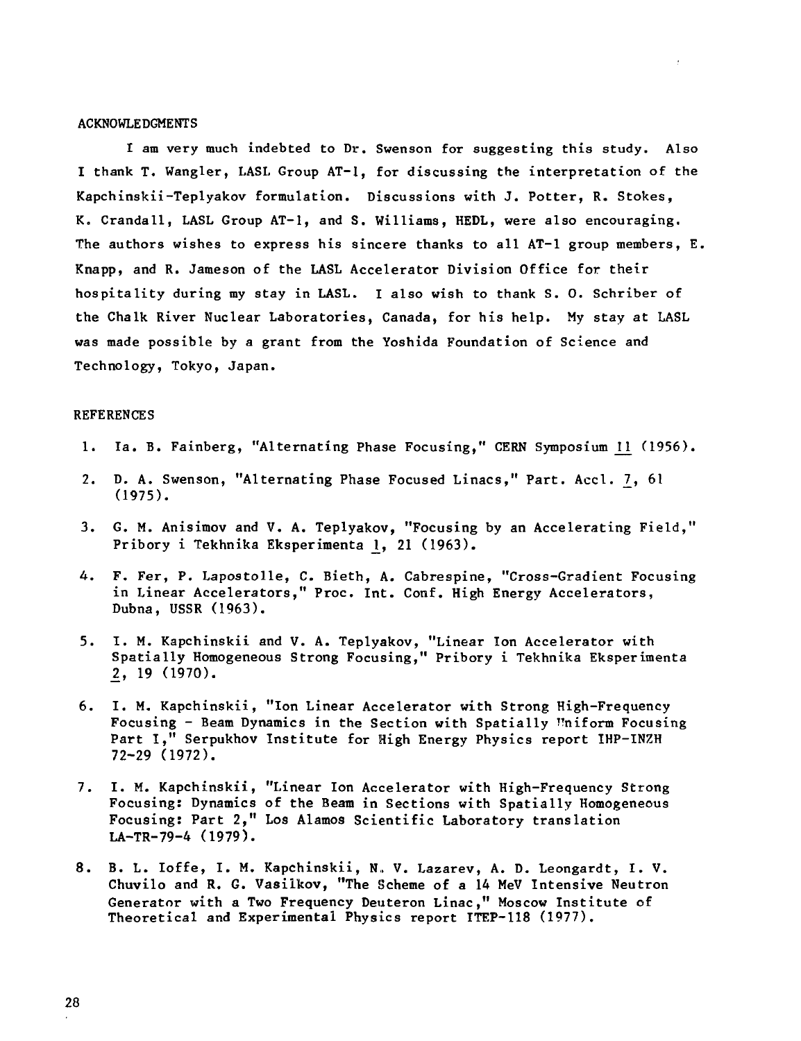## ACKNOWLEDGMENTS

I am very much indebted to Dr. Swenson for suggesting this study. Also I thank T. Wangler, LASL Group AT-1, for discussing the interpretation of the Kapchinskii-Teplyakov formulation. Discussions with J. Potter, R. Stokes, K. Crandall, LASL Group AT-1, and S. Williams, HEDL, were also encouraging. The authors wishes to express his sincere thanks to all AT-1 group members, E. Knapp, and R. Jameson of the LASL Accelerator Division Office for their hospitality during my stay in LASL. I also wish to thank S. O. Schriber of the Chalk River Nuclear Laboratories, Canada, for his help. My stay at LASL was made possible by a grant from the Yoshida Foundation of Science and Technology, Tokyo, Japan.

## REFERENCES

1. Ia. B. Fainberg, "Alternating Phase Focusing," CERN Symposium I1 (1956).
2. D. A. Swenson, "Alternating Phase Focused Linacs," Part. Accl. 7, 61 (1975).
3. G. M. Anisimov and V. A. Teplyakov, "Focusing by an Accelerating Field," Pribory i Tekhnika Eksperimenta 1, 21 (1963).
4. F. Fer, P. Lapostolle, C. Bieth, A. Cabrespine, "Cross-Gradient Focusing in Linear Accelerators," Proc. Int. Conf. High Energy Accelerators, Dubna, USSR (1963).
5. I. M. Kapchinskii and V. A. Teplyakov, "Linear Ion Accelerator with Spatially Homogeneous Strong Focusing," Pribory i Tekhnika Eksperimenta 2, 19 (1970).
6. I. M. Kapchinskii, "Ion Linear Accelerator with Strong High-Frequency Focusing - Beam Dynamics in the Section with Spatially Uniform Focusing Part I," Serpukhov Institute for High Energy Physics report IHP-INZH 72-29 (1972).
7. I. M. Kapchinskii, "Linear Ion Accelerator with High-Frequency Strong Focusing: Dynamics of the Beam in Sections with Spatially Homogeneous Focusing: Part 2," Los Alamos Scientific Laboratory translation LA-TR-79-4 (1979).
8. B. L. Ioffe, I. M. Kapchinskii, N. V. Lazarev, A. D. Leongardt, I. V. Chuvilo and R. G. Vasilkov, "The Scheme of a 14 MeV Intensive Neutron Generator with a Two Frequency Deuteron Linac," Moscow Institute of Theoretical and Experimental Physics report ITEP-118 (1977).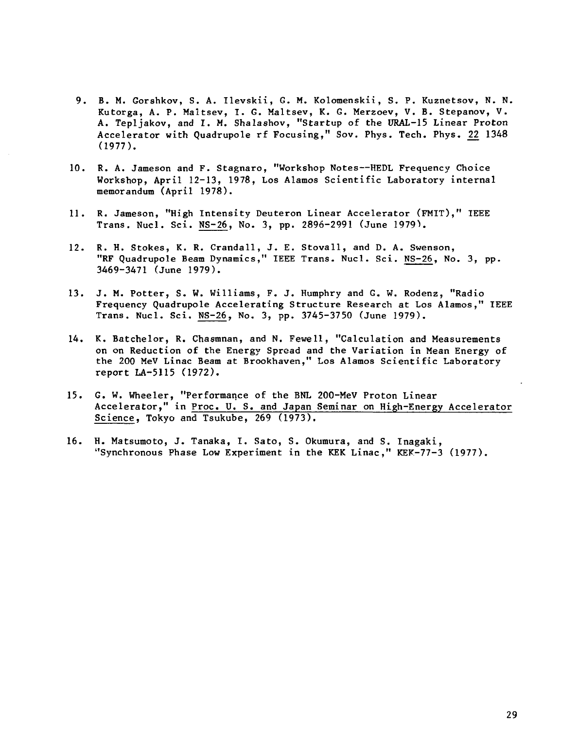9. B. M. Gorshkov, S. A. Ilevskii, G. M. Kolomenskii, S. P. Kuznetsov, N. N. Kutorga, A. P. Maltsev, I. G. Maltsev, K. G. Merzoev, V. B. Stepanov, V. A. Tepljakov, and I. M. Shalashov, "Startup of the URAL-15 Linear Proton Accelerator with Quadrupole rf Focusing," Sov. Phys. Tech. Phys. 22 1348 (1977).

10. R. A. Jameson and F. Stagnaro, "Workshop Notes--HEDL Frequency Choice Workshop, April 12-13, 1978, Los Alamos Scientific Laboratory internal memorandum (April 1978).

11. R. Jameson, "High Intensity Deuteron Linear Accelerator (FMIT)," IEEE Trans. Nucl. Sci. NS-26, No. 3, pp. 2896-2991 (June 1979).

12. R. H. Stokes, K. R. Crandall, J. E. Stovall, and D. A. Swenson, "RF Quadrupole Beam Dynamics," IEEE Trans. Nucl. Sci. NS-26, No. 3, pp. 3469-3471 (June 1979).

13. J. M. Potter, S. W. Williams, F. J. Humphry and G. W. Rodenz, "Radio Frequency Quadrupole Accelerating Structure Research at Los Alamos," IEEE Trans. Nucl. Sci. NS-26, No. 3, pp. 3745-3750 (June 1979).

14. K. Batchelor, R. Chasmnan, and N. Fewell, "Calculation and Measurements on on Reduction of the Energy Spread and the Variation in Mean Energy of the 200 MeV Linac Beam at Brookhaven," Los Alamos Scientific Laboratory report LA-5115 (1972).

15. G. W. Wheeler, "Performance of the BNL 200-MeV Proton Linear Accelerator," in Proc. U. S. and Japan Seminar on High-Energy Accelerator Science, Tokyo and Tsukube, 269 (1973).

16. H. Matsumoto, J. Tanaka, I. Sato, S. Okumura, and S. Inagaki, "Synchronous Phase Low Experiment in the KEK Linac," KEK-77-3 (1977).